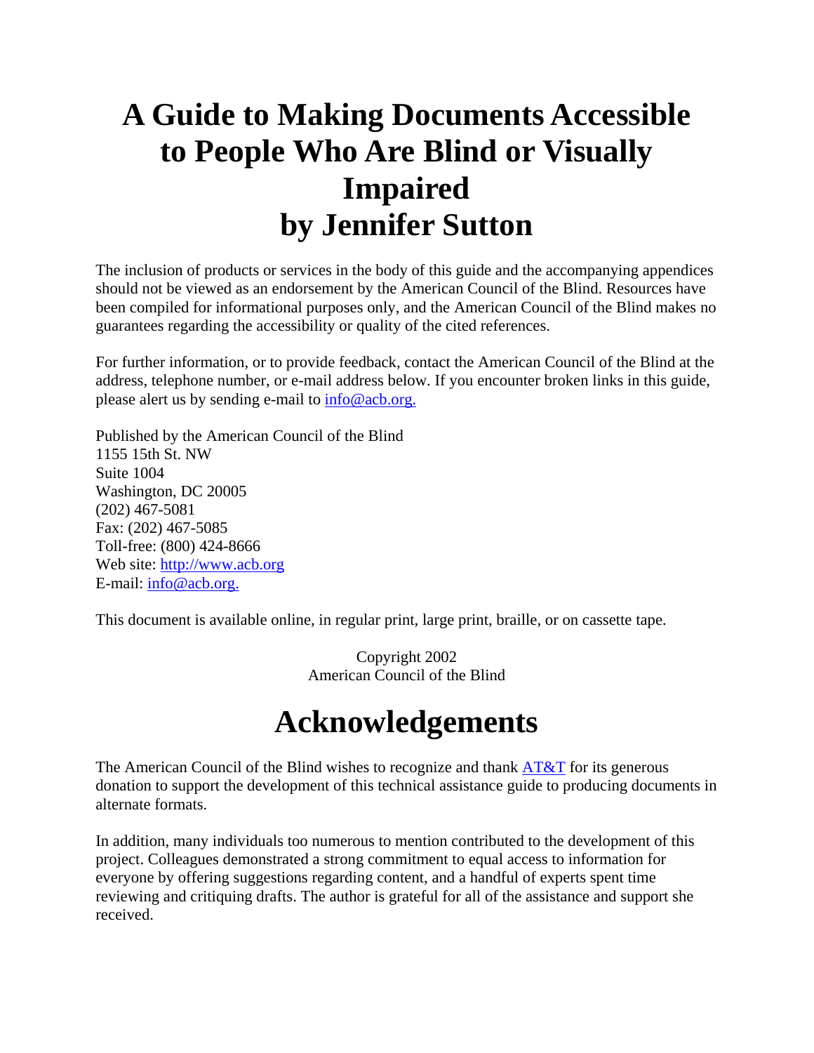# A Guide to Making Documents Accessible to People Who Are Blind or Visually Impaired
# by Jennifer Sutton

The inclusion of products or services in the body of this guide and the accompanying appendices should not be viewed as an endorsement by the American Council of the Blind. Resources have been compiled for informational purposes only, and the American Council of the Blind makes no guarantees regarding the accessibility or quality of the cited references.

For further information, or to provide feedback, contact the American Council of the Blind at the address, telephone number, or e-mail address below. If you encounter broken links in this guide, please alert us by sending e-mail to info@acb.org.

Published by the American Council of the Blind
1155 15th St. NW
Suite 1004
Washington, DC 20005
(202) 467-5081
Fax: (202) 467-5085
Toll-free: (800) 424-8666
Web site: http://www.acb.org
E-mail: info@acb.org.

This document is available online, in regular print, large print, braille, or on cassette tape.

Copyright 2002
American Council of the Blind

# Acknowledgements

The American Council of the Blind wishes to recognize and thank AT&T for its generous donation to support the development of this technical assistance guide to producing documents in alternate formats.

In addition, many individuals too numerous to mention contributed to the development of this project. Colleagues demonstrated a strong commitment to equal access to information for everyone by offering suggestions regarding content, and a handful of experts spent time reviewing and critiquing drafts. The author is grateful for all of the assistance and support she received.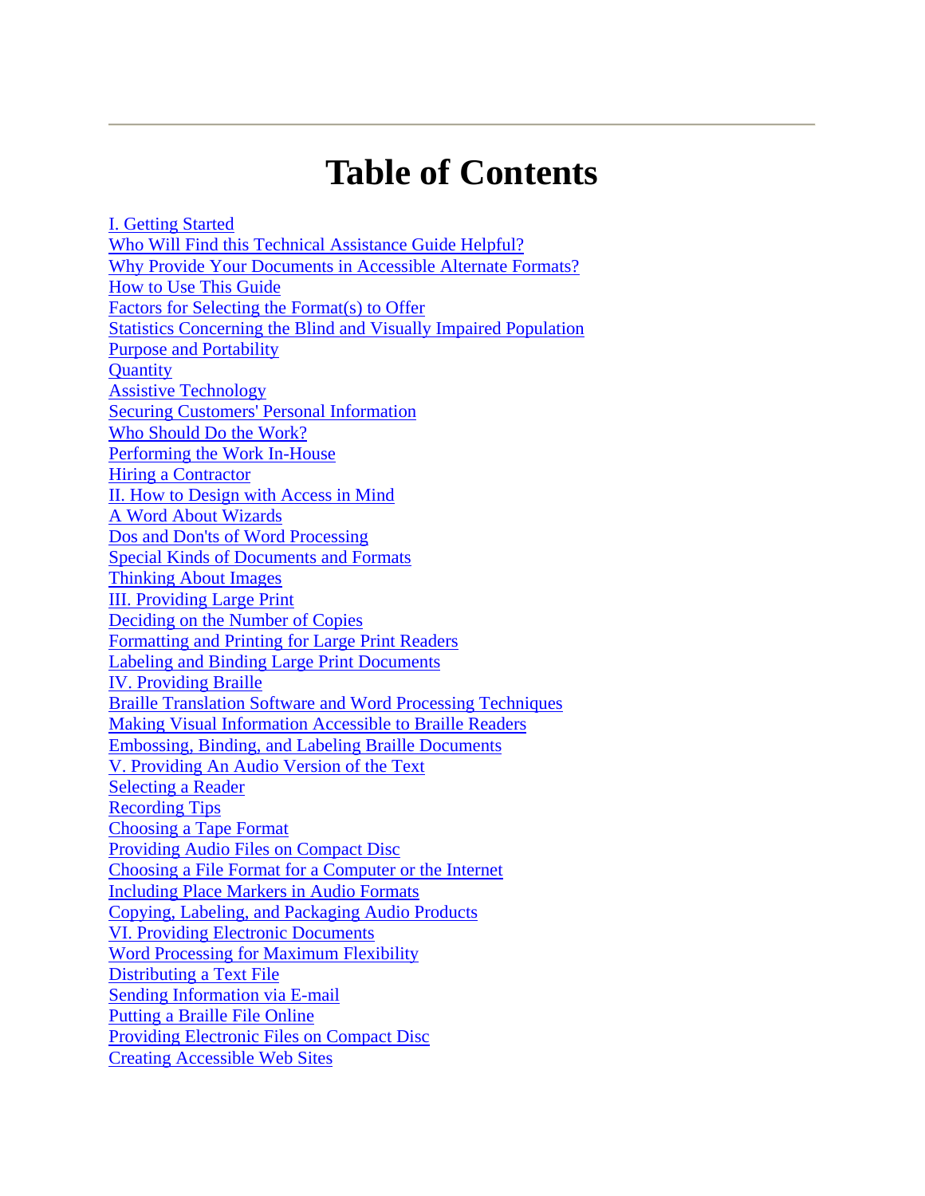---

# Table of Contents

[I. Getting Started]
[Who Will Find this Technical Assistance Guide Helpful?]
[Why Provide Your Documents in Accessible Alternate Formats?]
[How to Use This Guide]
[Factors for Selecting the Format(s) to Offer]
[Statistics Concerning the Blind and Visually Impaired Population]
[Purpose and Portability]
[Quantity]
[Assistive Technology]
[Securing Customers' Personal Information]
[Who Should Do the Work?]
[Performing the Work In-House]
[Hiring a Contractor]
[II. How to Design with Access in Mind]
[A Word About Wizards]
[Dos and Don'ts of Word Processing]
[Special Kinds of Documents and Formats]
[Thinking About Images]
[III. Providing Large Print]
[Deciding on the Number of Copies]
[Formatting and Printing for Large Print Readers]
[Labeling and Binding Large Print Documents]
[IV. Providing Braille]
[Braille Translation Software and Word Processing Techniques]
[Making Visual Information Accessible to Braille Readers]
[Embossing, Binding, and Labeling Braille Documents]
[V. Providing An Audio Version of the Text]
[Selecting a Reader]
[Recording Tips]
[Choosing a Tape Format]
[Providing Audio Files on Compact Disc]
[Choosing a File Format for a Computer or the Internet]
[Including Place Markers in Audio Formats]
[Copying, Labeling, and Packaging Audio Products]
[VI. Providing Electronic Documents]
[Word Processing for Maximum Flexibility]
[Distributing a Text File]
[Sending Information via E-mail]
[Putting a Braille File Online]
[Providing Electronic Files on Compact Disc]
[Creating Accessible Web Sites]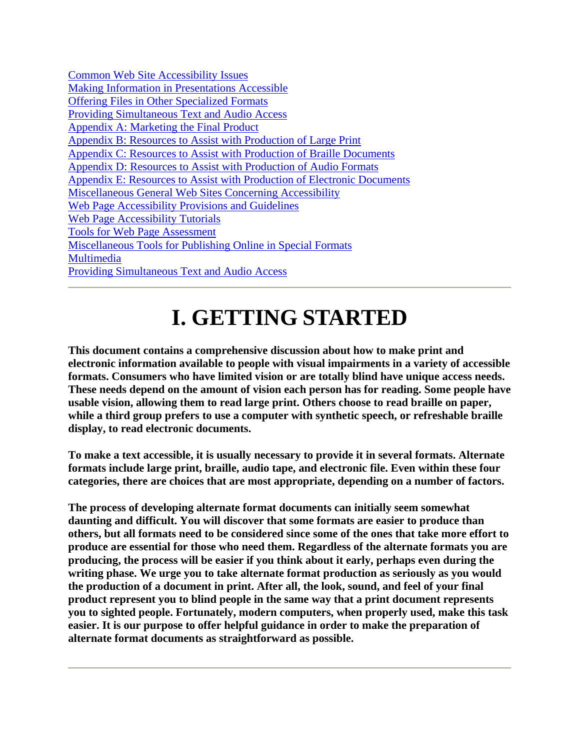[Common Web Site Accessibility Issues]
[Making Information in Presentations Accessible]
[Offering Files in Other Specialized Formats]
[Providing Simultaneous Text and Audio Access]
[Appendix A: Marketing the Final Product]
[Appendix B: Resources to Assist with Production of Large Print]
[Appendix C: Resources to Assist with Production of Braille Documents]
[Appendix D: Resources to Assist with Production of Audio Formats]
[Appendix E: Resources to Assist with Production of Electronic Documents]
[Miscellaneous General Web Sites Concerning Accessibility]
[Web Page Accessibility Provisions and Guidelines]
[Web Page Accessibility Tutorials]
[Tools for Web Page Assessment]
[Miscellaneous Tools for Publishing Online in Special Formats]
[Multimedia]
[Providing Simultaneous Text and Audio Access]

---

# I. GETTING STARTED

**This document contains a comprehensive discussion about how to make print and electronic information available to people with visual impairments in a variety of accessible formats. Consumers who have limited vision or are totally blind have unique access needs. These needs depend on the amount of vision each person has for reading. Some people have usable vision, allowing them to read large print. Others choose to read braille on paper, while a third group prefers to use a computer with synthetic speech, or refreshable braille display, to read electronic documents.**

**To make a text accessible, it is usually necessary to provide it in several formats. Alternate formats include large print, braille, audio tape, and electronic file. Even within these four categories, there are choices that are most appropriate, depending on a number of factors.**

**The process of developing alternate format documents can initially seem somewhat daunting and difficult. You will discover that some formats are easier to produce than others, but all formats need to be considered since some of the ones that take more effort to produce are essential for those who need them. Regardless of the alternate formats you are producing, the process will be easier if you think about it early, perhaps even during the writing phase. We urge you to take alternate format production as seriously as you would the production of a document in print. After all, the look, sound, and feel of your final product represent you to blind people in the same way that a print document represents you to sighted people. Fortunately, modern computers, when properly used, make this task easier. It is our purpose to offer helpful guidance in order to make the preparation of alternate format documents as straightforward as possible.**

---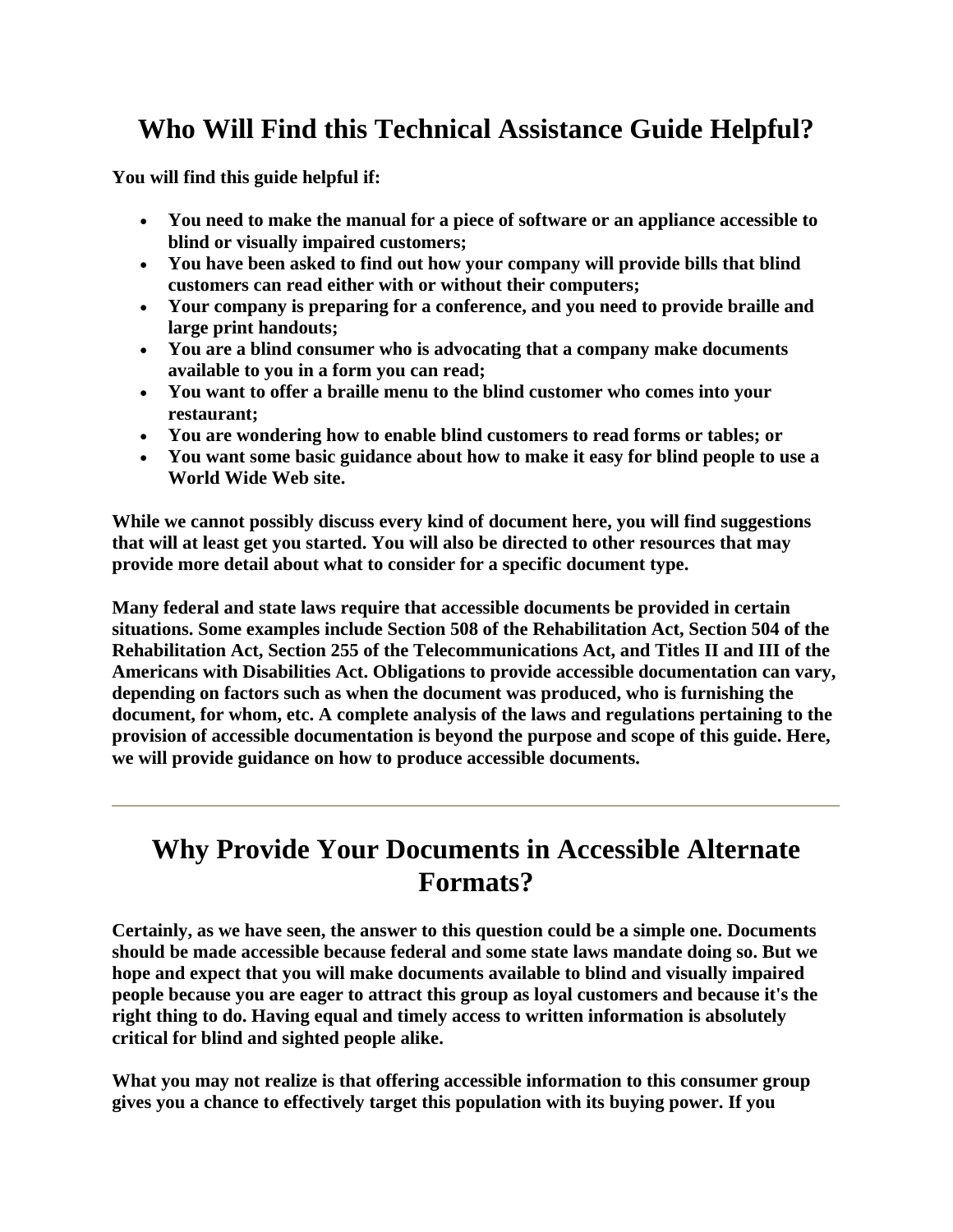## Who Will Find this Technical Assistance Guide Helpful?

**You will find this guide helpful if:**

- **You need to make the manual for a piece of software or an appliance accessible to blind or visually impaired customers;**
- **You have been asked to find out how your company will provide bills that blind customers can read either with or without their computers;**
- **Your company is preparing for a conference, and you need to provide braille and large print handouts;**
- **You are a blind consumer who is advocating that a company make documents available to you in a form you can read;**
- **You want to offer a braille menu to the blind customer who comes into your restaurant;**
- **You are wondering how to enable blind customers to read forms or tables; or**
- **You want some basic guidance about how to make it easy for blind people to use a World Wide Web site.**

**While we cannot possibly discuss every kind of document here, you will find suggestions that will at least get you started. You will also be directed to other resources that may provide more detail about what to consider for a specific document type.**

**Many federal and state laws require that accessible documents be provided in certain situations. Some examples include Section 508 of the Rehabilitation Act, Section 504 of the Rehabilitation Act, Section 255 of the Telecommunications Act, and Titles II and III of the Americans with Disabilities Act. Obligations to provide accessible documentation can vary, depending on factors such as when the document was produced, who is furnishing the document, for whom, etc. A complete analysis of the laws and regulations pertaining to the provision of accessible documentation is beyond the purpose and scope of this guide. Here, we will provide guidance on how to produce accessible documents.**

---

## Why Provide Your Documents in Accessible Alternate Formats?

**Certainly, as we have seen, the answer to this question could be a simple one. Documents should be made accessible because federal and some state laws mandate doing so. But we hope and expect that you will make documents available to blind and visually impaired people because you are eager to attract this group as loyal customers and because it's the right thing to do. Having equal and timely access to written information is absolutely critical for blind and sighted people alike.**

**What you may not realize is that offering accessible information to this consumer group gives you a chance to effectively target this population with its buying power. If you**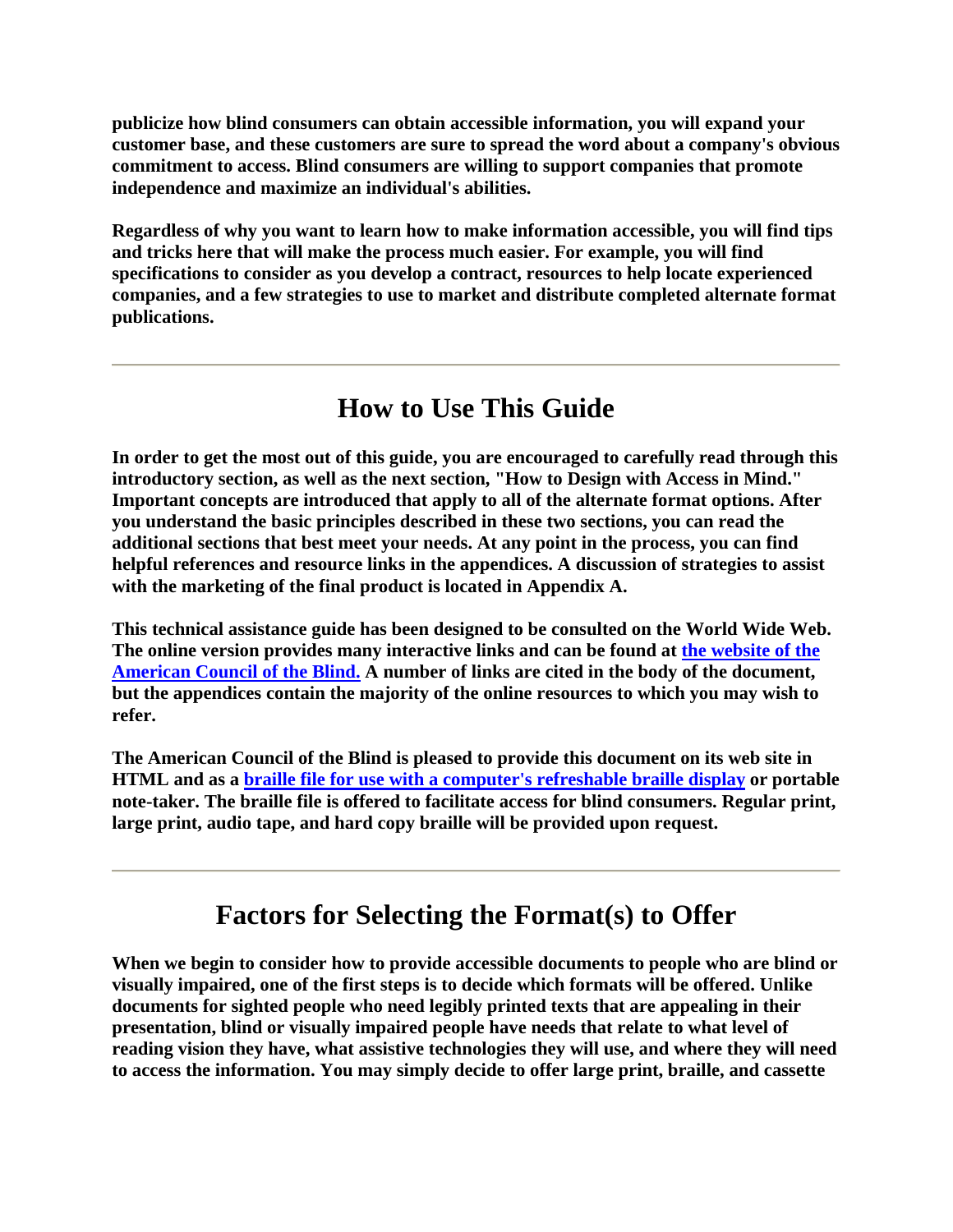**publicize how blind consumers can obtain accessible information, you will expand your customer base, and these customers are sure to spread the word about a company's obvious commitment to access. Blind consumers are willing to support companies that promote independence and maximize an individual's abilities.**

**Regardless of why you want to learn how to make information accessible, you will find tips and tricks here that will make the process much easier. For example, you will find specifications to consider as you develop a contract, resources to help locate experienced companies, and a few strategies to use to market and distribute completed alternate format publications.**

---

## How to Use This Guide

**In order to get the most out of this guide, you are encouraged to carefully read through this introductory section, as well as the next section, "How to Design with Access in Mind." Important concepts are introduced that apply to all of the alternate format options. After you understand the basic principles described in these two sections, you can read the additional sections that best meet your needs. At any point in the process, you can find helpful references and resource links in the appendices. A discussion of strategies to assist with the marketing of the final product is located in Appendix A.**

**This technical assistance guide has been designed to be consulted on the World Wide Web. The online version provides many interactive links and can be found at the website of the American Council of the Blind. A number of links are cited in the body of the document, but the appendices contain the majority of the online resources to which you may wish to refer.**

**The American Council of the Blind is pleased to provide this document on its web site in HTML and as a braille file for use with a computer's refreshable braille display or portable note-taker. The braille file is offered to facilitate access for blind consumers. Regular print, large print, audio tape, and hard copy braille will be provided upon request.**

---

## Factors for Selecting the Format(s) to Offer

**When we begin to consider how to provide accessible documents to people who are blind or visually impaired, one of the first steps is to decide which formats will be offered. Unlike documents for sighted people who need legibly printed texts that are appealing in their presentation, blind or visually impaired people have needs that relate to what level of reading vision they have, what assistive technologies they will use, and where they will need to access the information. You may simply decide to offer large print, braille, and cassette**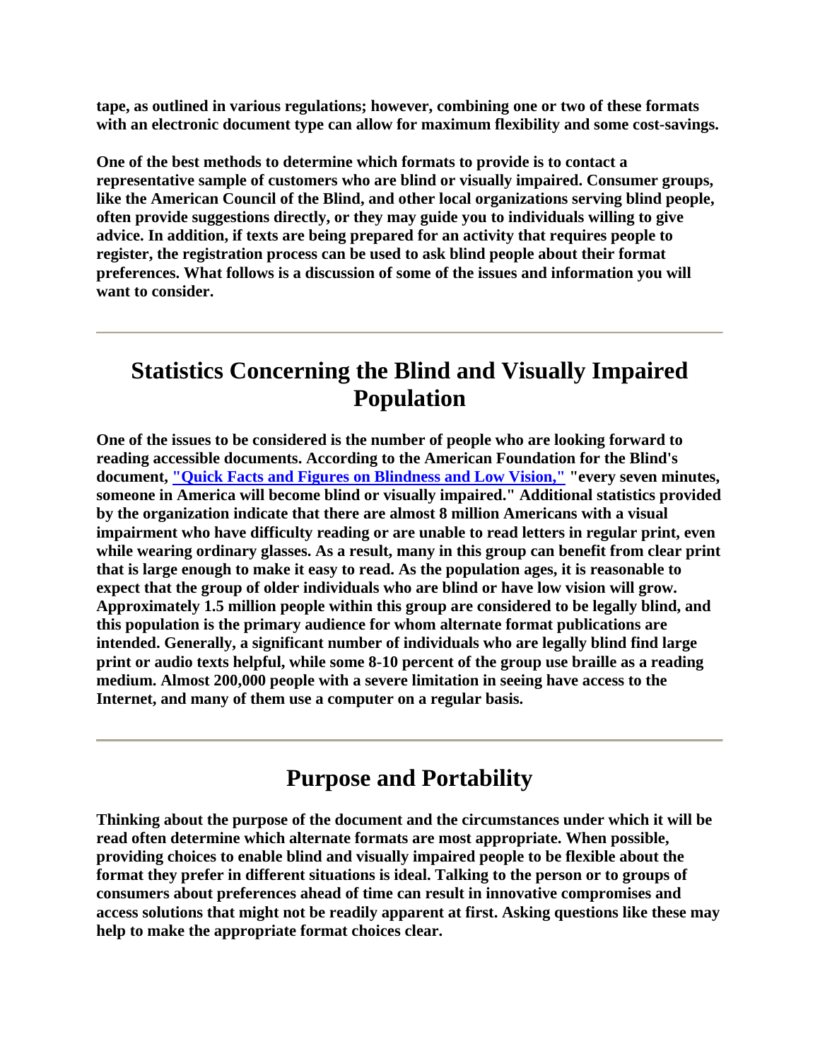tape, as outlined in various regulations; however, combining one or two of these formats with an electronic document type can allow for maximum flexibility and some cost-savings.

One of the best methods to determine which formats to provide is to contact a representative sample of customers who are blind or visually impaired. Consumer groups, like the American Council of the Blind, and other local organizations serving blind people, often provide suggestions directly, or they may guide you to individuals willing to give advice. In addition, if texts are being prepared for an activity that requires people to register, the registration process can be used to ask blind people about their format preferences. What follows is a discussion of some of the issues and information you will want to consider.

---

## Statistics Concerning the Blind and Visually Impaired Population

One of the issues to be considered is the number of people who are looking forward to reading accessible documents. According to the American Foundation for the Blind's document, "Quick Facts and Figures on Blindness and Low Vision," "every seven minutes, someone in America will become blind or visually impaired." Additional statistics provided by the organization indicate that there are almost 8 million Americans with a visual impairment who have difficulty reading or are unable to read letters in regular print, even while wearing ordinary glasses. As a result, many in this group can benefit from clear print that is large enough to make it easy to read. As the population ages, it is reasonable to expect that the group of older individuals who are blind or have low vision will grow. Approximately 1.5 million people within this group are considered to be legally blind, and this population is the primary audience for whom alternate format publications are intended. Generally, a significant number of individuals who are legally blind find large print or audio texts helpful, while some 8-10 percent of the group use braille as a reading medium. Almost 200,000 people with a severe limitation in seeing have access to the Internet, and many of them use a computer on a regular basis.

---

## Purpose and Portability

Thinking about the purpose of the document and the circumstances under which it will be read often determine which alternate formats are most appropriate. When possible, providing choices to enable blind and visually impaired people to be flexible about the format they prefer in different situations is ideal. Talking to the person or to groups of consumers about preferences ahead of time can result in innovative compromises and access solutions that might not be readily apparent at first. Asking questions like these may help to make the appropriate format choices clear.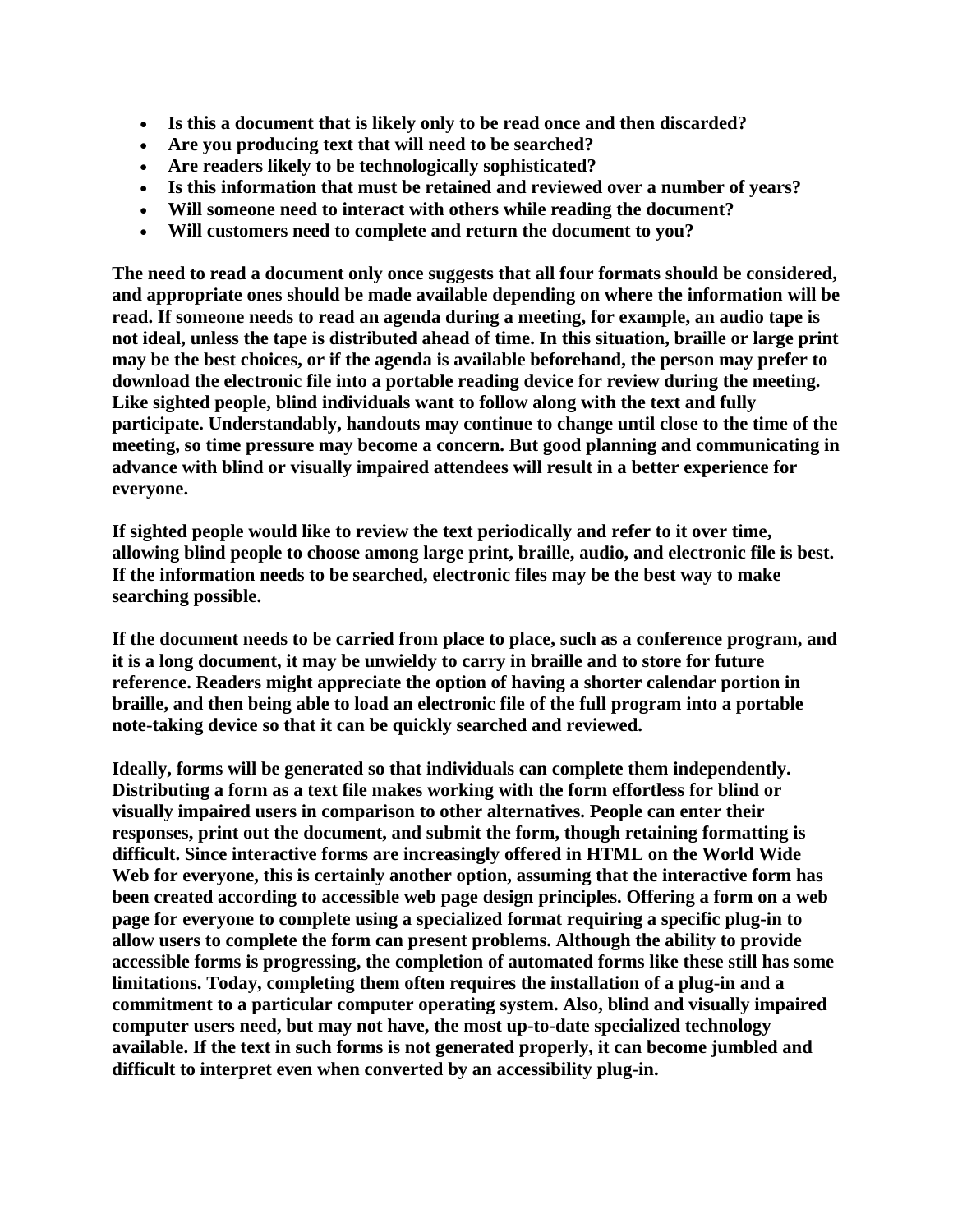- **Is this a document that is likely only to be read once and then discarded?**
- **Are you producing text that will need to be searched?**
- **Are readers likely to be technologically sophisticated?**
- **Is this information that must be retained and reviewed over a number of years?**
- **Will someone need to interact with others while reading the document?**
- **Will customers need to complete and return the document to you?**

**The need to read a document only once suggests that all four formats should be considered, and appropriate ones should be made available depending on where the information will be read. If someone needs to read an agenda during a meeting, for example, an audio tape is not ideal, unless the tape is distributed ahead of time. In this situation, braille or large print may be the best choices, or if the agenda is available beforehand, the person may prefer to download the electronic file into a portable reading device for review during the meeting. Like sighted people, blind individuals want to follow along with the text and fully participate. Understandably, handouts may continue to change until close to the time of the meeting, so time pressure may become a concern. But good planning and communicating in advance with blind or visually impaired attendees will result in a better experience for everyone.**

**If sighted people would like to review the text periodically and refer to it over time, allowing blind people to choose among large print, braille, audio, and electronic file is best. If the information needs to be searched, electronic files may be the best way to make searching possible.**

**If the document needs to be carried from place to place, such as a conference program, and it is a long document, it may be unwieldy to carry in braille and to store for future reference. Readers might appreciate the option of having a shorter calendar portion in braille, and then being able to load an electronic file of the full program into a portable note-taking device so that it can be quickly searched and reviewed.**

**Ideally, forms will be generated so that individuals can complete them independently. Distributing a form as a text file makes working with the form effortless for blind or visually impaired users in comparison to other alternatives. People can enter their responses, print out the document, and submit the form, though retaining formatting is difficult. Since interactive forms are increasingly offered in HTML on the World Wide Web for everyone, this is certainly another option, assuming that the interactive form has been created according to accessible web page design principles. Offering a form on a web page for everyone to complete using a specialized format requiring a specific plug-in to allow users to complete the form can present problems. Although the ability to provide accessible forms is progressing, the completion of automated forms like these still has some limitations. Today, completing them often requires the installation of a plug-in and a commitment to a particular computer operating system. Also, blind and visually impaired computer users need, but may not have, the most up-to-date specialized technology available. If the text in such forms is not generated properly, it can become jumbled and difficult to interpret even when converted by an accessibility plug-in.**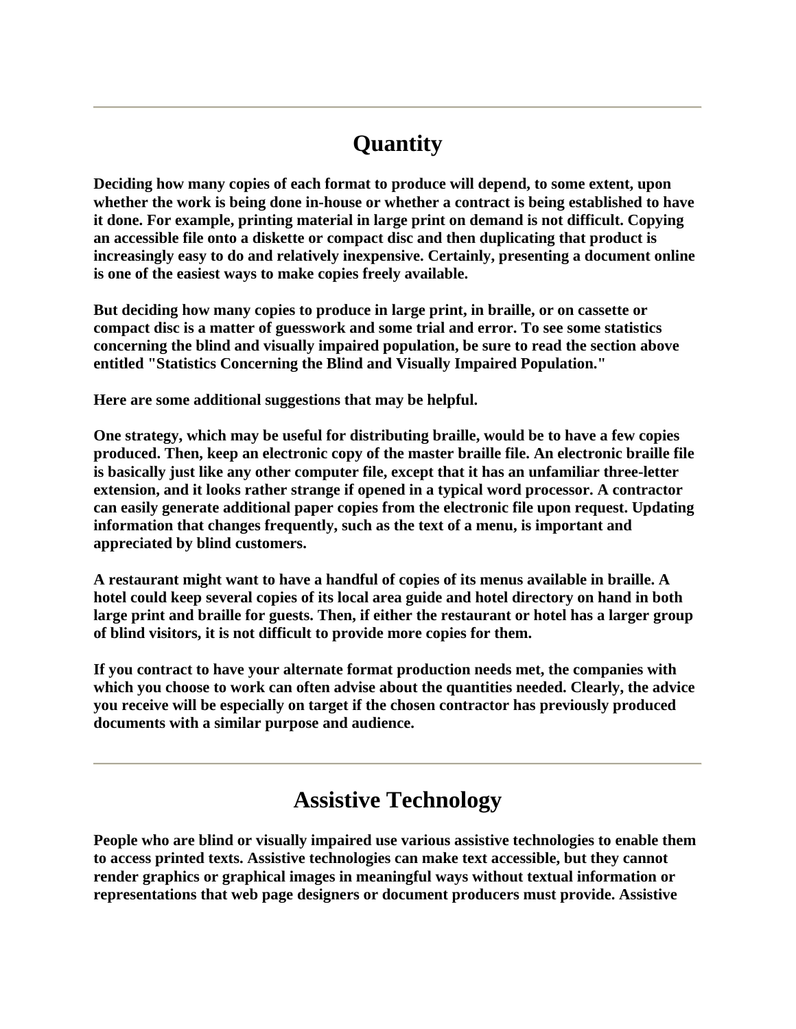---

## Quantity

**Deciding how many copies of each format to produce will depend, to some extent, upon whether the work is being done in-house or whether a contract is being established to have it done. For example, printing material in large print on demand is not difficult. Copying an accessible file onto a diskette or compact disc and then duplicating that product is increasingly easy to do and relatively inexpensive. Certainly, presenting a document online is one of the easiest ways to make copies freely available.**

**But deciding how many copies to produce in large print, in braille, or on cassette or compact disc is a matter of guesswork and some trial and error. To see some statistics concerning the blind and visually impaired population, be sure to read the section above entitled "Statistics Concerning the Blind and Visually Impaired Population."**

**Here are some additional suggestions that may be helpful.**

**One strategy, which may be useful for distributing braille, would be to have a few copies produced. Then, keep an electronic copy of the master braille file. An electronic braille file is basically just like any other computer file, except that it has an unfamiliar three-letter extension, and it looks rather strange if opened in a typical word processor. A contractor can easily generate additional paper copies from the electronic file upon request. Updating information that changes frequently, such as the text of a menu, is important and appreciated by blind customers.**

**A restaurant might want to have a handful of copies of its menus available in braille. A hotel could keep several copies of its local area guide and hotel directory on hand in both large print and braille for guests. Then, if either the restaurant or hotel has a larger group of blind visitors, it is not difficult to provide more copies for them.**

**If you contract to have your alternate format production needs met, the companies with which you choose to work can often advise about the quantities needed. Clearly, the advice you receive will be especially on target if the chosen contractor has previously produced documents with a similar purpose and audience.**

---

## Assistive Technology

**People who are blind or visually impaired use various assistive technologies to enable them to access printed texts. Assistive technologies can make text accessible, but they cannot render graphics or graphical images in meaningful ways without textual information or representations that web page designers or document producers must provide. Assistive**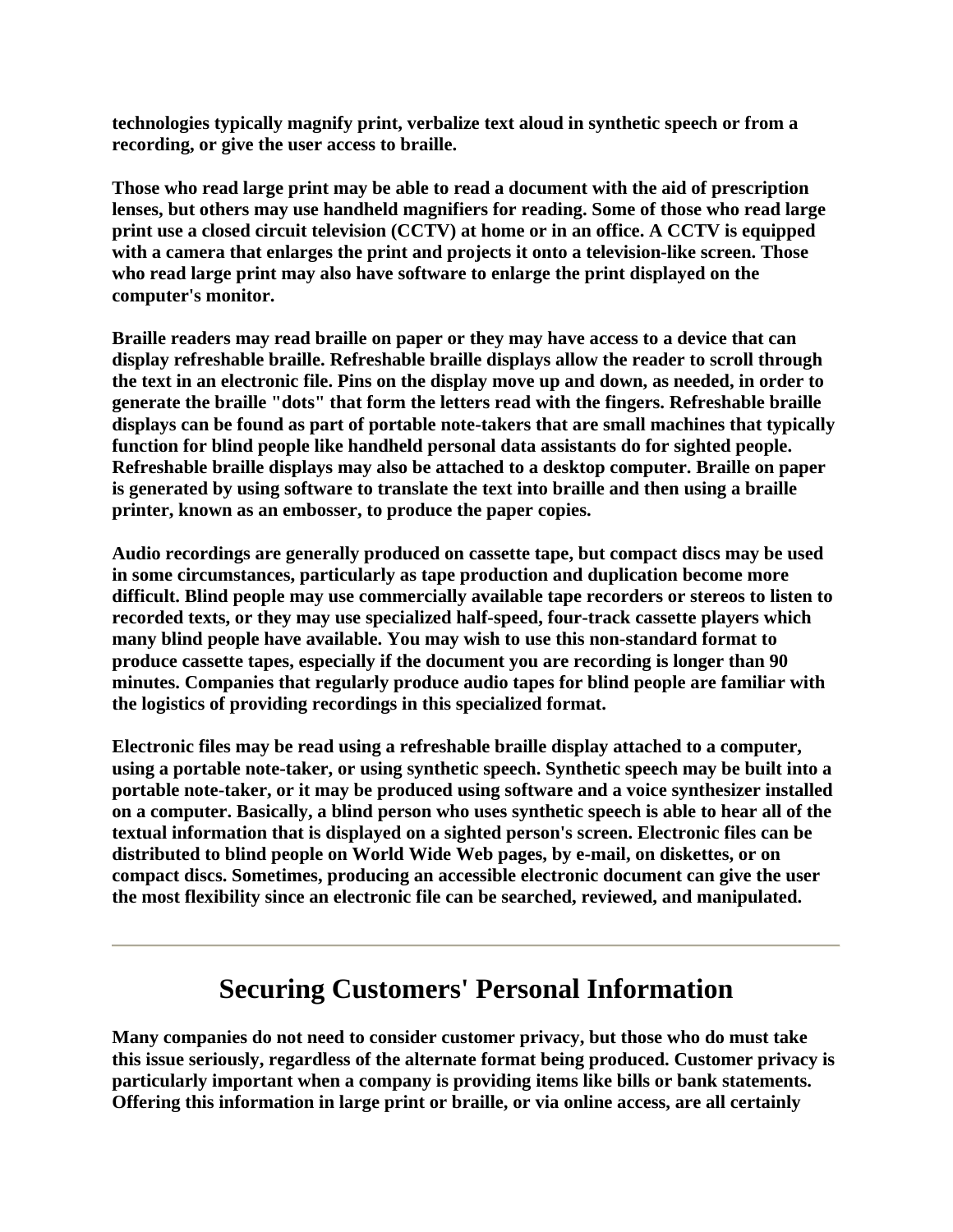**technologies typically magnify print, verbalize text aloud in synthetic speech or from a recording, or give the user access to braille.**

**Those who read large print may be able to read a document with the aid of prescription lenses, but others may use handheld magnifiers for reading. Some of those who read large print use a closed circuit television (CCTV) at home or in an office. A CCTV is equipped with a camera that enlarges the print and projects it onto a television-like screen. Those who read large print may also have software to enlarge the print displayed on the computer's monitor.**

**Braille readers may read braille on paper or they may have access to a device that can display refreshable braille. Refreshable braille displays allow the reader to scroll through the text in an electronic file. Pins on the display move up and down, as needed, in order to generate the braille "dots" that form the letters read with the fingers. Refreshable braille displays can be found as part of portable note-takers that are small machines that typically function for blind people like handheld personal data assistants do for sighted people. Refreshable braille displays may also be attached to a desktop computer. Braille on paper is generated by using software to translate the text into braille and then using a braille printer, known as an embosser, to produce the paper copies.**

**Audio recordings are generally produced on cassette tape, but compact discs may be used in some circumstances, particularly as tape production and duplication become more difficult. Blind people may use commercially available tape recorders or stereos to listen to recorded texts, or they may use specialized half-speed, four-track cassette players which many blind people have available. You may wish to use this non-standard format to produce cassette tapes, especially if the document you are recording is longer than 90 minutes. Companies that regularly produce audio tapes for blind people are familiar with the logistics of providing recordings in this specialized format.**

**Electronic files may be read using a refreshable braille display attached to a computer, using a portable note-taker, or using synthetic speech. Synthetic speech may be built into a portable note-taker, or it may be produced using software and a voice synthesizer installed on a computer. Basically, a blind person who uses synthetic speech is able to hear all of the textual information that is displayed on a sighted person's screen. Electronic files can be distributed to blind people on World Wide Web pages, by e-mail, on diskettes, or on compact discs. Sometimes, producing an accessible electronic document can give the user the most flexibility since an electronic file can be searched, reviewed, and manipulated.**

---

# Securing Customers' Personal Information

**Many companies do not need to consider customer privacy, but those who do must take this issue seriously, regardless of the alternate format being produced. Customer privacy is particularly important when a company is providing items like bills or bank statements. Offering this information in large print or braille, or via online access, are all certainly**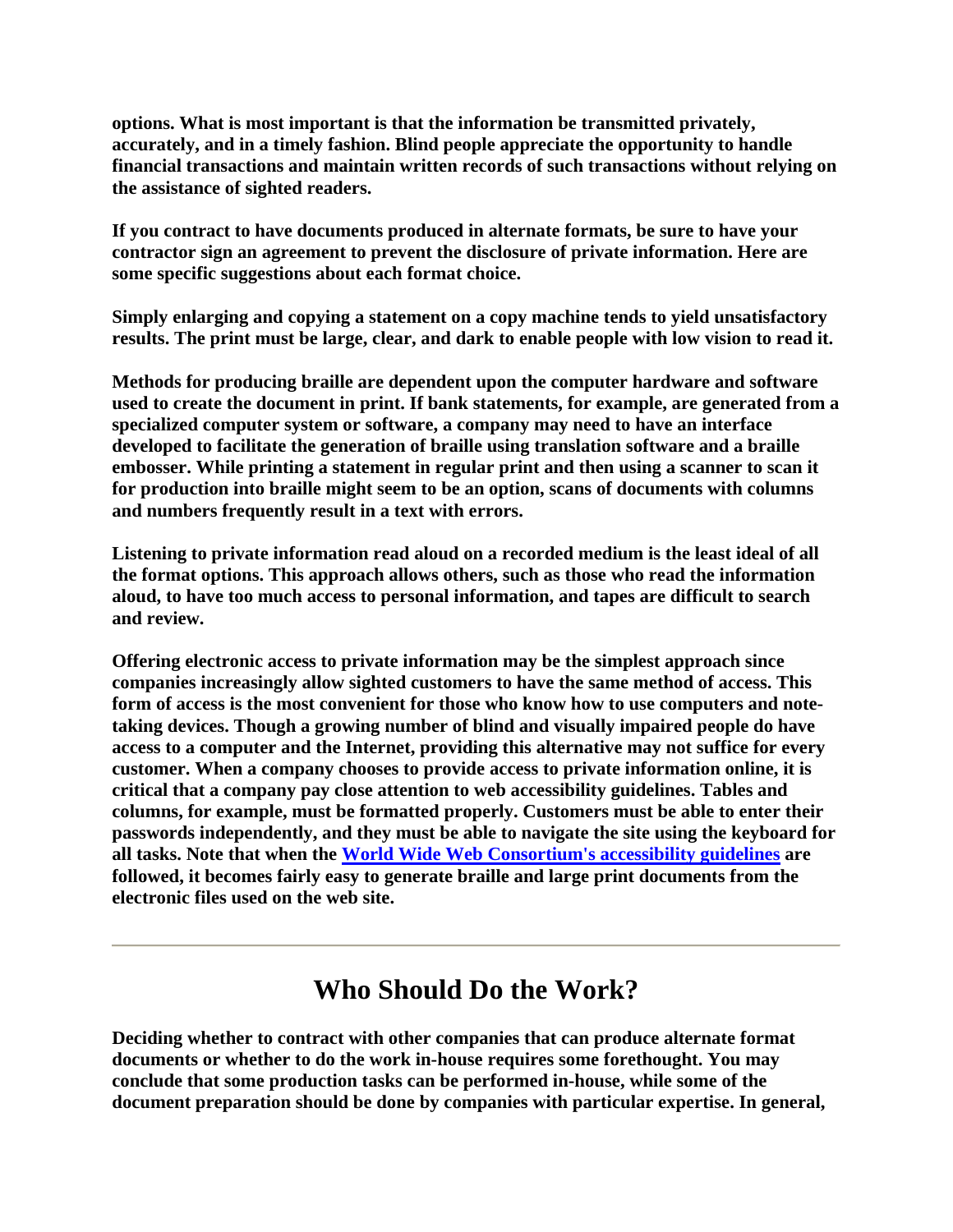**options. What is most important is that the information be transmitted privately, accurately, and in a timely fashion. Blind people appreciate the opportunity to handle financial transactions and maintain written records of such transactions without relying on the assistance of sighted readers.**

**If you contract to have documents produced in alternate formats, be sure to have your contractor sign an agreement to prevent the disclosure of private information. Here are some specific suggestions about each format choice.**

**Simply enlarging and copying a statement on a copy machine tends to yield unsatisfactory results. The print must be large, clear, and dark to enable people with low vision to read it.**

**Methods for producing braille are dependent upon the computer hardware and software used to create the document in print. If bank statements, for example, are generated from a specialized computer system or software, a company may need to have an interface developed to facilitate the generation of braille using translation software and a braille embosser. While printing a statement in regular print and then using a scanner to scan it for production into braille might seem to be an option, scans of documents with columns and numbers frequently result in a text with errors.**

**Listening to private information read aloud on a recorded medium is the least ideal of all the format options. This approach allows others, such as those who read the information aloud, to have too much access to personal information, and tapes are difficult to search and review.**

**Offering electronic access to private information may be the simplest approach since companies increasingly allow sighted customers to have the same method of access. This form of access is the most convenient for those who know how to use computers and note-taking devices. Though a growing number of blind and visually impaired people do have access to a computer and the Internet, providing this alternative may not suffice for every customer. When a company chooses to provide access to private information online, it is critical that a company pay close attention to web accessibility guidelines. Tables and columns, for example, must be formatted properly. Customers must be able to enter their passwords independently, and they must be able to navigate the site using the keyboard for all tasks. Note that when the World Wide Web Consortium's accessibility guidelines are followed, it becomes fairly easy to generate braille and large print documents from the electronic files used on the web site.**

---

# Who Should Do the Work?

**Deciding whether to contract with other companies that can produce alternate format documents or whether to do the work in-house requires some forethought. You may conclude that some production tasks can be performed in-house, while some of the document preparation should be done by companies with particular expertise. In general,**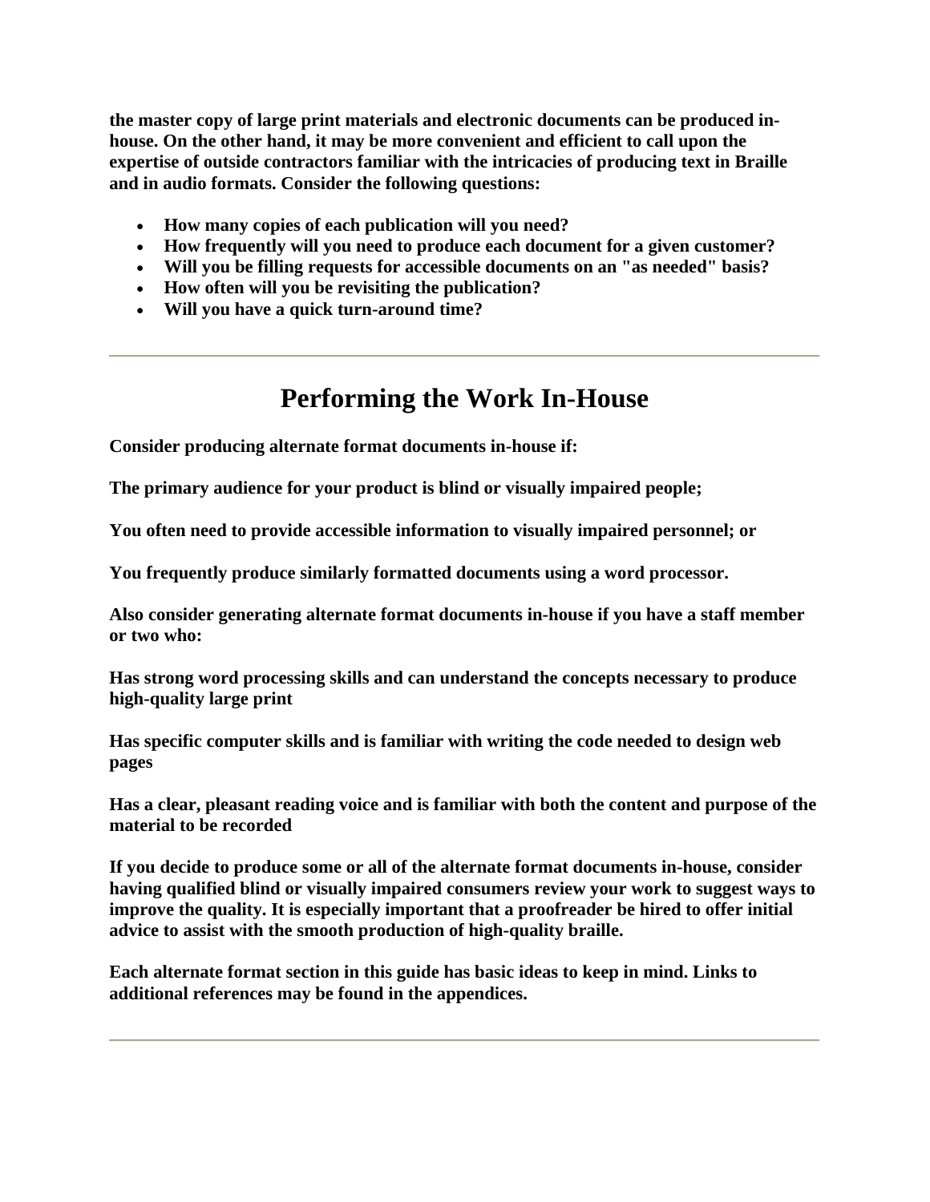**the master copy of large print materials and electronic documents can be produced in-house. On the other hand, it may be more convenient and efficient to call upon the expertise of outside contractors familiar with the intricacies of producing text in Braille and in audio formats. Consider the following questions:**

- **How many copies of each publication will you need?**
- **How frequently will you need to produce each document for a given customer?**
- **Will you be filling requests for accessible documents on an "as needed" basis?**
- **How often will you be revisiting the publication?**
- **Will you have a quick turn-around time?**

---

# Performing the Work In-House

**Consider producing alternate format documents in-house if:**

**The primary audience for your product is blind or visually impaired people;**

**You often need to provide accessible information to visually impaired personnel; or**

**You frequently produce similarly formatted documents using a word processor.**

**Also consider generating alternate format documents in-house if you have a staff member or two who:**

**Has strong word processing skills and can understand the concepts necessary to produce high-quality large print**

**Has specific computer skills and is familiar with writing the code needed to design web pages**

**Has a clear, pleasant reading voice and is familiar with both the content and purpose of the material to be recorded**

**If you decide to produce some or all of the alternate format documents in-house, consider having qualified blind or visually impaired consumers review your work to suggest ways to improve the quality. It is especially important that a proofreader be hired to offer initial advice to assist with the smooth production of high-quality braille.**

**Each alternate format section in this guide has basic ideas to keep in mind. Links to additional references may be found in the appendices.**

---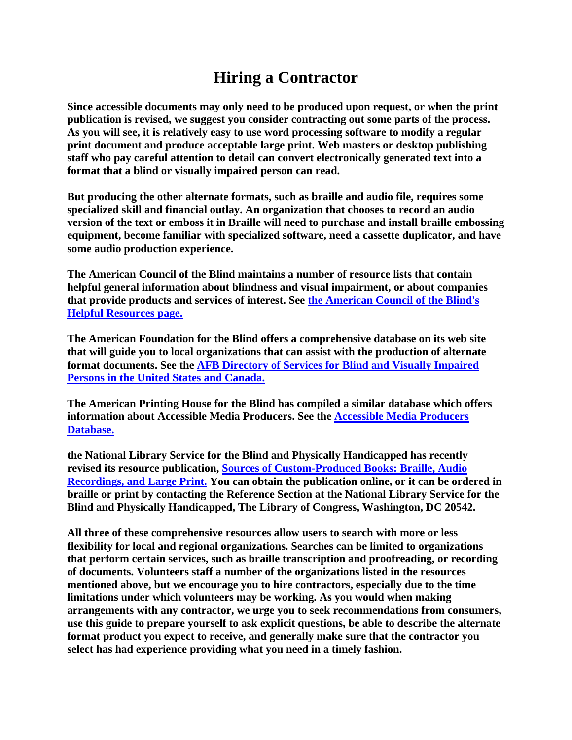# Hiring a Contractor

**Since accessible documents may only need to be produced upon request, or when the print publication is revised, we suggest you consider contracting out some parts of the process. As you will see, it is relatively easy to use word processing software to modify a regular print document and produce acceptable large print. Web masters or desktop publishing staff who pay careful attention to detail can convert electronically generated text into a format that a blind or visually impaired person can read.**

**But producing the other alternate formats, such as braille and audio file, requires some specialized skill and financial outlay. An organization that chooses to record an audio version of the text or emboss it in Braille will need to purchase and install braille embossing equipment, become familiar with specialized software, need a cassette duplicator, and have some audio production experience.**

**The American Council of the Blind maintains a number of resource lists that contain helpful general information about blindness and visual impairment, or about companies that provide products and services of interest. See the American Council of the Blind's Helpful Resources page.**

**The American Foundation for the Blind offers a comprehensive database on its web site that will guide you to local organizations that can assist with the production of alternate format documents. See the AFB Directory of Services for Blind and Visually Impaired Persons in the United States and Canada.**

**The American Printing House for the Blind has compiled a similar database which offers information about Accessible Media Producers. See the Accessible Media Producers Database.**

**the National Library Service for the Blind and Physically Handicapped has recently revised its resource publication, Sources of Custom-Produced Books: Braille, Audio Recordings, and Large Print. You can obtain the publication online, or it can be ordered in braille or print by contacting the Reference Section at the National Library Service for the Blind and Physically Handicapped, The Library of Congress, Washington, DC 20542.**

**All three of these comprehensive resources allow users to search with more or less flexibility for local and regional organizations. Searches can be limited to organizations that perform certain services, such as braille transcription and proofreading, or recording of documents. Volunteers staff a number of the organizations listed in the resources mentioned above, but we encourage you to hire contractors, especially due to the time limitations under which volunteers may be working. As you would when making arrangements with any contractor, we urge you to seek recommendations from consumers, use this guide to prepare yourself to ask explicit questions, be able to describe the alternate format product you expect to receive, and generally make sure that the contractor you select has had experience providing what you need in a timely fashion.**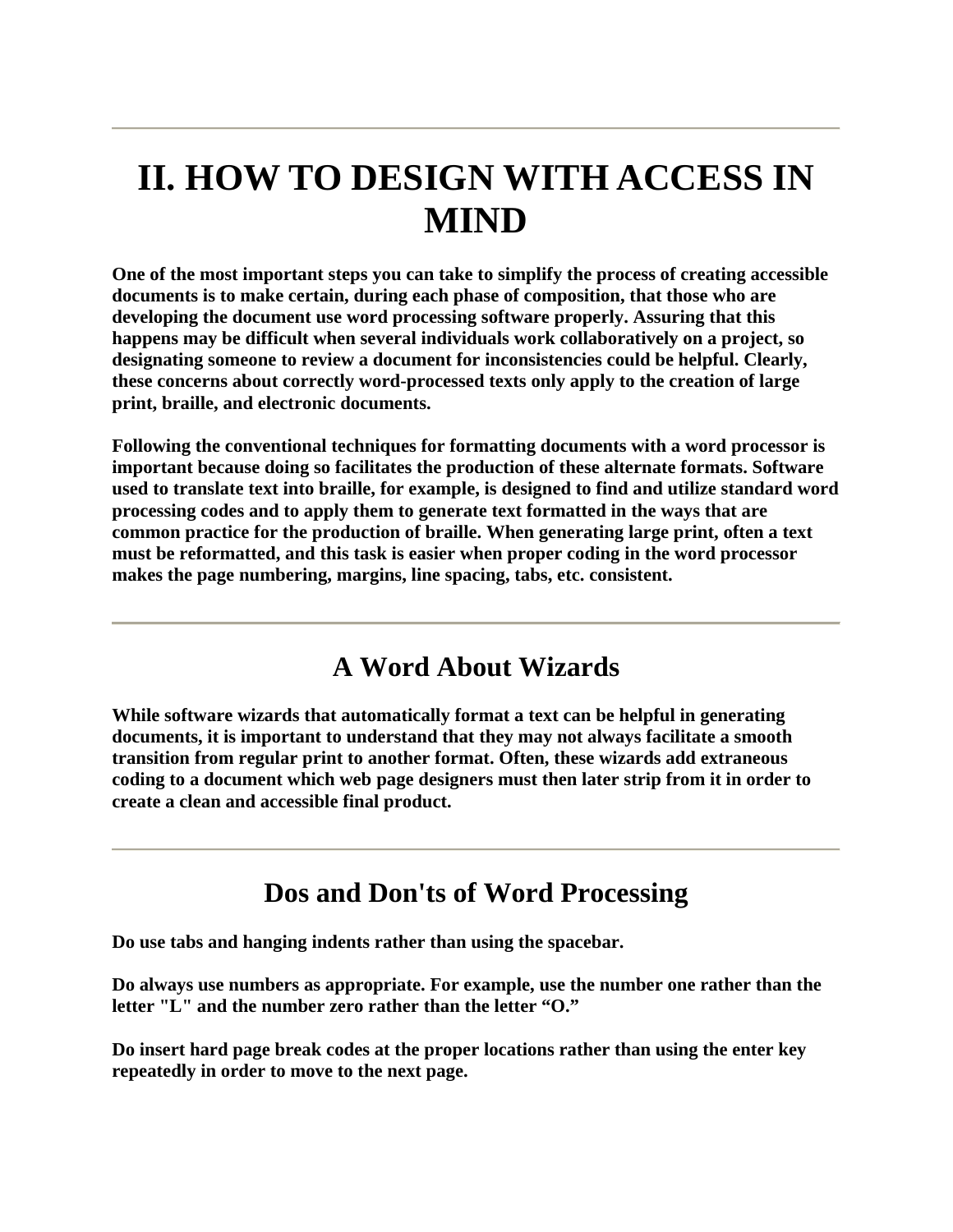# II. HOW TO DESIGN WITH ACCESS IN MIND

**One of the most important steps you can take to simplify the process of creating accessible documents is to make certain, during each phase of composition, that those who are developing the document use word processing software properly. Assuring that this happens may be difficult when several individuals work collaboratively on a project, so designating someone to review a document for inconsistencies could be helpful. Clearly, these concerns about correctly word-processed texts only apply to the creation of large print, braille, and electronic documents.**

**Following the conventional techniques for formatting documents with a word processor is important because doing so facilitates the production of these alternate formats. Software used to translate text into braille, for example, is designed to find and utilize standard word processing codes and to apply them to generate text formatted in the ways that are common practice for the production of braille. When generating large print, often a text must be reformatted, and this task is easier when proper coding in the word processor makes the page numbering, margins, line spacing, tabs, etc. consistent.**

## A Word About Wizards

**While software wizards that automatically format a text can be helpful in generating documents, it is important to understand that they may not always facilitate a smooth transition from regular print to another format. Often, these wizards add extraneous coding to a document which web page designers must then later strip from it in order to create a clean and accessible final product.**

## Dos and Don'ts of Word Processing

**Do use tabs and hanging indents rather than using the spacebar.**

**Do always use numbers as appropriate. For example, use the number one rather than the letter "L" and the number zero rather than the letter "O."**

**Do insert hard page break codes at the proper locations rather than using the enter key repeatedly in order to move to the next page.**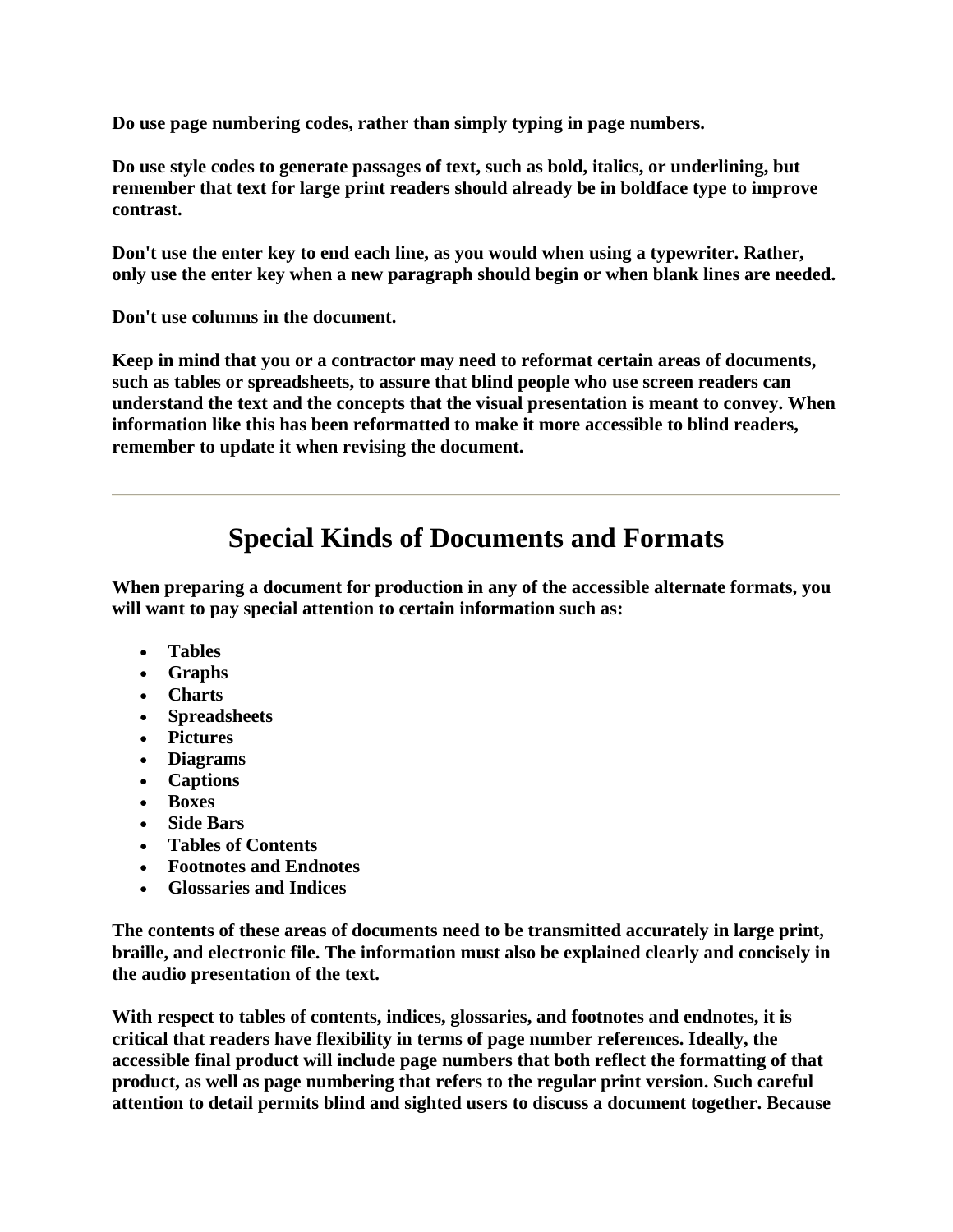**Do use page numbering codes, rather than simply typing in page numbers.**

**Do use style codes to generate passages of text, such as bold, italics, or underlining, but remember that text for large print readers should already be in boldface type to improve contrast.**

**Don't use the enter key to end each line, as you would when using a typewriter. Rather, only use the enter key when a new paragraph should begin or when blank lines are needed.**

**Don't use columns in the document.**

**Keep in mind that you or a contractor may need to reformat certain areas of documents, such as tables or spreadsheets, to assure that blind people who use screen readers can understand the text and the concepts that the visual presentation is meant to convey. When information like this has been reformatted to make it more accessible to blind readers, remember to update it when revising the document.**

---

# Special Kinds of Documents and Formats

**When preparing a document for production in any of the accessible alternate formats, you will want to pay special attention to certain information such as:**

- **Tables**
- **Graphs**
- **Charts**
- **Spreadsheets**
- **Pictures**
- **Diagrams**
- **Captions**
- **Boxes**
- **Side Bars**
- **Tables of Contents**
- **Footnotes and Endnotes**
- **Glossaries and Indices**

**The contents of these areas of documents need to be transmitted accurately in large print, braille, and electronic file. The information must also be explained clearly and concisely in the audio presentation of the text.**

**With respect to tables of contents, indices, glossaries, and footnotes and endnotes, it is critical that readers have flexibility in terms of page number references. Ideally, the accessible final product will include page numbers that both reflect the formatting of that product, as well as page numbering that refers to the regular print version. Such careful attention to detail permits blind and sighted users to discuss a document together. Because**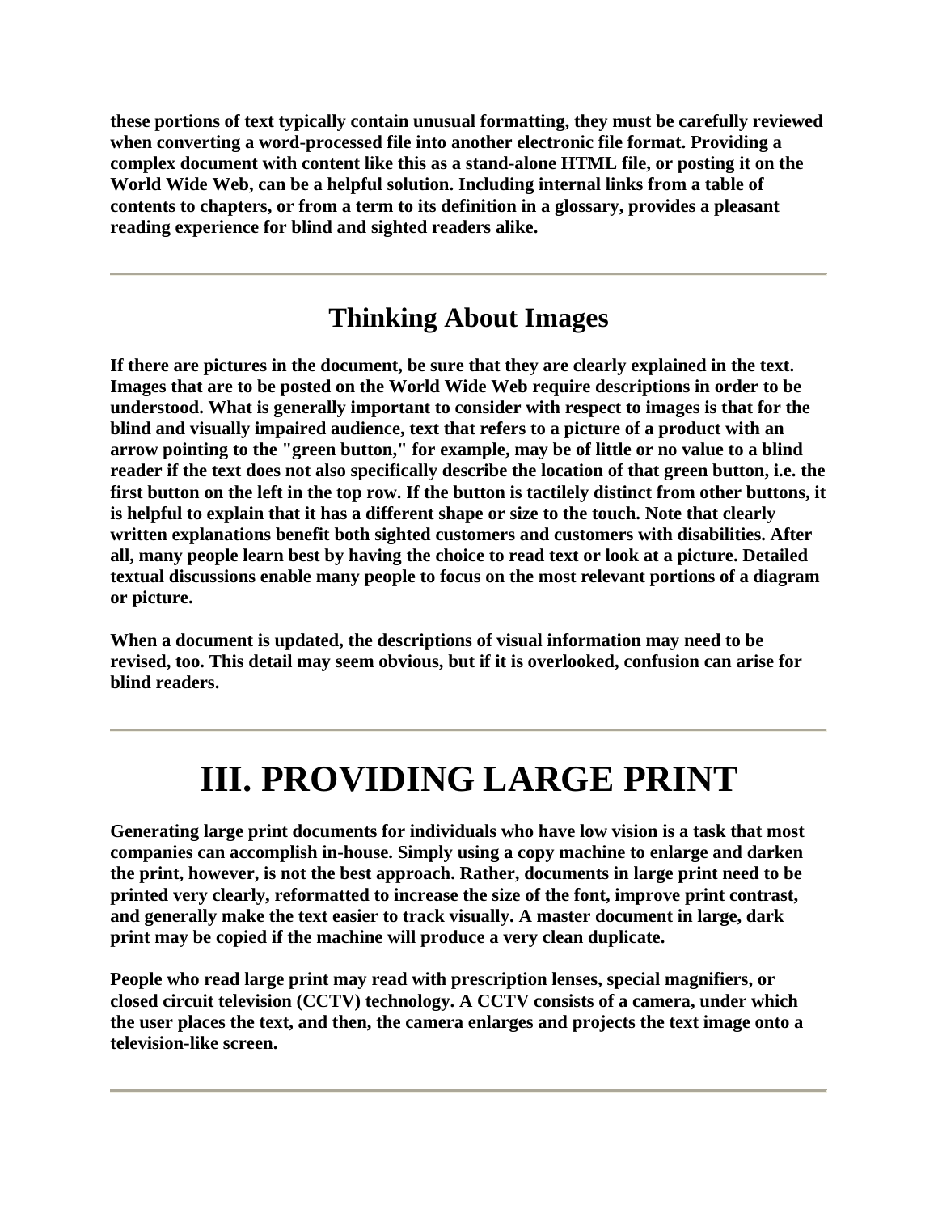these portions of text typically contain unusual formatting, they must be carefully reviewed when converting a word-processed file into another electronic file format. Providing a complex document with content like this as a stand-alone HTML file, or posting it on the World Wide Web, can be a helpful solution. Including internal links from a table of contents to chapters, or from a term to its definition in a glossary, provides a pleasant reading experience for blind and sighted readers alike.

---

## Thinking About Images

If there are pictures in the document, be sure that they are clearly explained in the text. Images that are to be posted on the World Wide Web require descriptions in order to be understood. What is generally important to consider with respect to images is that for the blind and visually impaired audience, text that refers to a picture of a product with an arrow pointing to the "green button," for example, may be of little or no value to a blind reader if the text does not also specifically describe the location of that green button, i.e. the first button on the left in the top row. If the button is tactilely distinct from other buttons, it is helpful to explain that it has a different shape or size to the touch. Note that clearly written explanations benefit both sighted customers and customers with disabilities. After all, many people learn best by having the choice to read text or look at a picture. Detailed textual discussions enable many people to focus on the most relevant portions of a diagram or picture.

When a document is updated, the descriptions of visual information may need to be revised, too. This detail may seem obvious, but if it is overlooked, confusion can arise for blind readers.

---

# III. PROVIDING LARGE PRINT

Generating large print documents for individuals who have low vision is a task that most companies can accomplish in-house. Simply using a copy machine to enlarge and darken the print, however, is not the best approach. Rather, documents in large print need to be printed very clearly, reformatted to increase the size of the font, improve print contrast, and generally make the text easier to track visually. A master document in large, dark print may be copied if the machine will produce a very clean duplicate.

People who read large print may read with prescription lenses, special magnifiers, or closed circuit television (CCTV) technology. A CCTV consists of a camera, under which the user places the text, and then, the camera enlarges and projects the text image onto a television-like screen.

---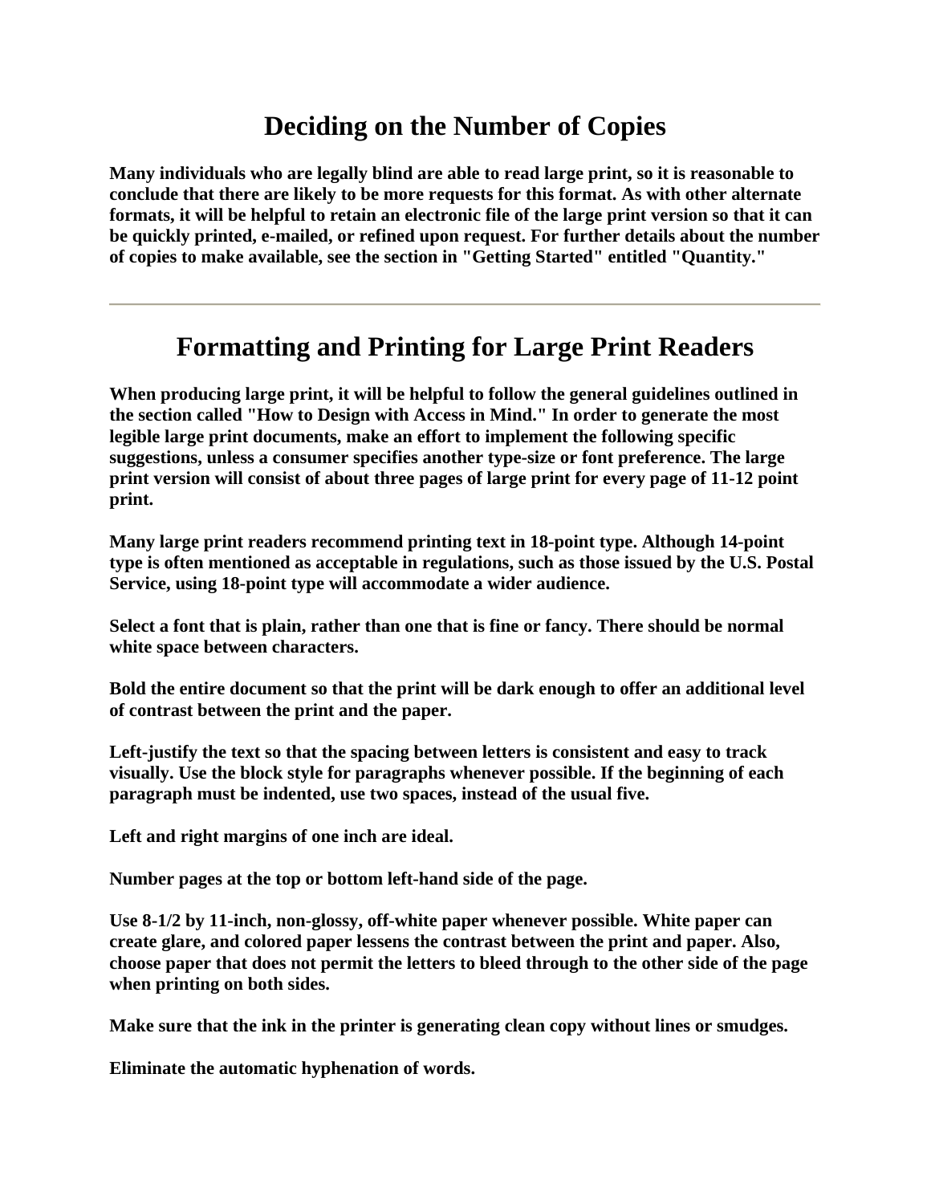## Deciding on the Number of Copies

**Many individuals who are legally blind are able to read large print, so it is reasonable to conclude that there are likely to be more requests for this format. As with other alternate formats, it will be helpful to retain an electronic file of the large print version so that it can be quickly printed, e-mailed, or refined upon request. For further details about the number of copies to make available, see the section in "Getting Started" entitled "Quantity."**

---

## Formatting and Printing for Large Print Readers

**When producing large print, it will be helpful to follow the general guidelines outlined in the section called "How to Design with Access in Mind." In order to generate the most legible large print documents, make an effort to implement the following specific suggestions, unless a consumer specifies another type-size or font preference. The large print version will consist of about three pages of large print for every page of 11-12 point print.**

**Many large print readers recommend printing text in 18-point type. Although 14-point type is often mentioned as acceptable in regulations, such as those issued by the U.S. Postal Service, using 18-point type will accommodate a wider audience.**

**Select a font that is plain, rather than one that is fine or fancy. There should be normal white space between characters.**

**Bold the entire document so that the print will be dark enough to offer an additional level of contrast between the print and the paper.**

**Left-justify the text so that the spacing between letters is consistent and easy to track visually. Use the block style for paragraphs whenever possible. If the beginning of each paragraph must be indented, use two spaces, instead of the usual five.**

**Left and right margins of one inch are ideal.**

**Number pages at the top or bottom left-hand side of the page.**

**Use 8-1/2 by 11-inch, non-glossy, off-white paper whenever possible. White paper can create glare, and colored paper lessens the contrast between the print and paper. Also, choose paper that does not permit the letters to bleed through to the other side of the page when printing on both sides.**

**Make sure that the ink in the printer is generating clean copy without lines or smudges.**

**Eliminate the automatic hyphenation of words.**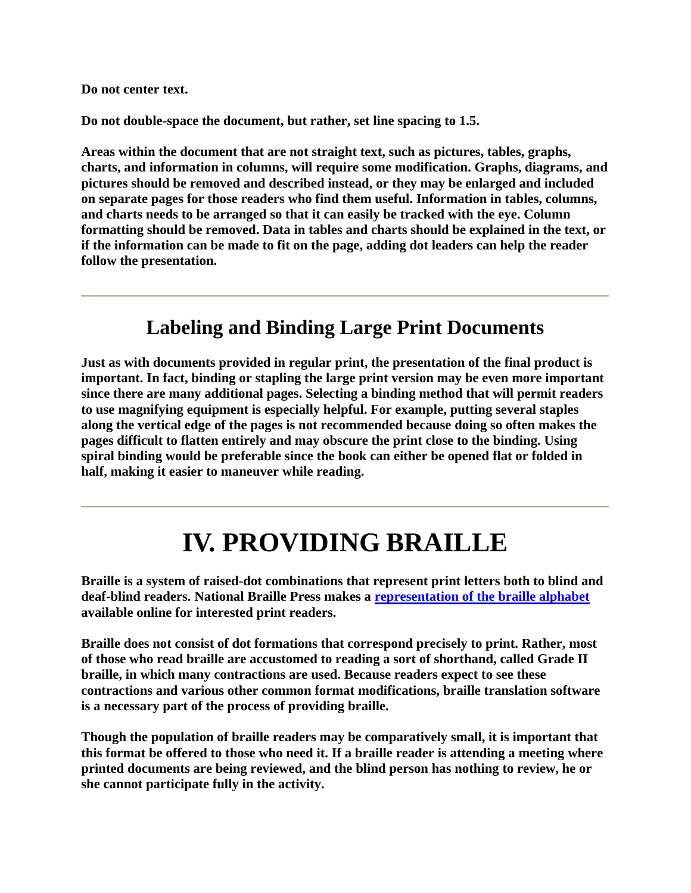**Do not center text.**

**Do not double-space the document, but rather, set line spacing to 1.5.**

**Areas within the document that are not straight text, such as pictures, tables, graphs, charts, and information in columns, will require some modification. Graphs, diagrams, and pictures should be removed and described instead, or they may be enlarged and included on separate pages for those readers who find them useful. Information in tables, columns, and charts needs to be arranged so that it can easily be tracked with the eye. Column formatting should be removed. Data in tables and charts should be explained in the text, or if the information can be made to fit on the page, adding dot leaders can help the reader follow the presentation.**

---

## Labeling and Binding Large Print Documents

**Just as with documents provided in regular print, the presentation of the final product is important. In fact, binding or stapling the large print version may be even more important since there are many additional pages. Selecting a binding method that will permit readers to use magnifying equipment is especially helpful. For example, putting several staples along the vertical edge of the pages is not recommended because doing so often makes the pages difficult to flatten entirely and may obscure the print close to the binding. Using spiral binding would be preferable since the book can either be opened flat or folded in half, making it easier to maneuver while reading.**

---

# IV. PROVIDING BRAILLE

**Braille is a system of raised-dot combinations that represent print letters both to blind and deaf-blind readers. National Braille Press makes a representation of the braille alphabet available online for interested print readers.**

**Braille does not consist of dot formations that correspond precisely to print. Rather, most of those who read braille are accustomed to reading a sort of shorthand, called Grade II braille, in which many contractions are used. Because readers expect to see these contractions and various other common format modifications, braille translation software is a necessary part of the process of providing braille.**

**Though the population of braille readers may be comparatively small, it is important that this format be offered to those who need it. If a braille reader is attending a meeting where printed documents are being reviewed, and the blind person has nothing to review, he or she cannot participate fully in the activity.**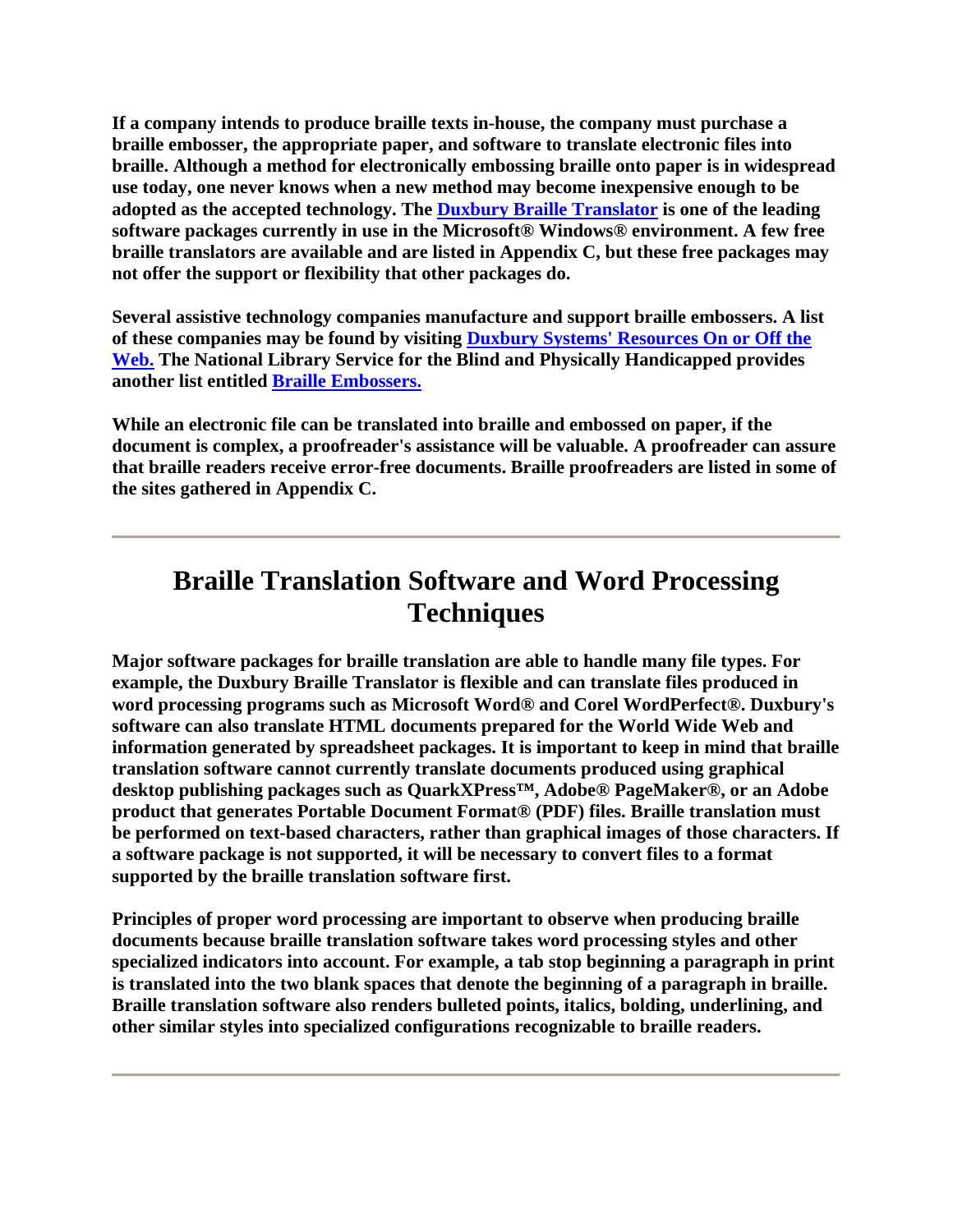**If a company intends to produce braille texts in-house, the company must purchase a braille embosser, the appropriate paper, and software to translate electronic files into braille. Although a method for electronically embossing braille onto paper is in widespread use today, one never knows when a new method may become inexpensive enough to be adopted as the accepted technology. The [Duxbury Braille Translator]() is one of the leading software packages currently in use in the Microsoft® Windows® environment. A few free braille translators are available and are listed in Appendix C, but these free packages may not offer the support or flexibility that other packages do.**

**Several assistive technology companies manufacture and support braille embossers. A list of these companies may be found by visiting [Duxbury Systems' Resources On or Off the Web.]() The National Library Service for the Blind and Physically Handicapped provides another list entitled [Braille Embossers.]()**

**While an electronic file can be translated into braille and embossed on paper, if the document is complex, a proofreader's assistance will be valuable. A proofreader can assure that braille readers receive error-free documents. Braille proofreaders are listed in some of the sites gathered in Appendix C.**

---

# Braille Translation Software and Word Processing Techniques

**Major software packages for braille translation are able to handle many file types. For example, the Duxbury Braille Translator is flexible and can translate files produced in word processing programs such as Microsoft Word® and Corel WordPerfect®. Duxbury's software can also translate HTML documents prepared for the World Wide Web and information generated by spreadsheet packages. It is important to keep in mind that braille translation software cannot currently translate documents produced using graphical desktop publishing packages such as QuarkXPress™, Adobe® PageMaker®, or an Adobe product that generates Portable Document Format® (PDF) files. Braille translation must be performed on text-based characters, rather than graphical images of those characters. If a software package is not supported, it will be necessary to convert files to a format supported by the braille translation software first.**

**Principles of proper word processing are important to observe when producing braille documents because braille translation software takes word processing styles and other specialized indicators into account. For example, a tab stop beginning a paragraph in print is translated into the two blank spaces that denote the beginning of a paragraph in braille. Braille translation software also renders bulleted points, italics, bolding, underlining, and other similar styles into specialized configurations recognizable to braille readers.**

---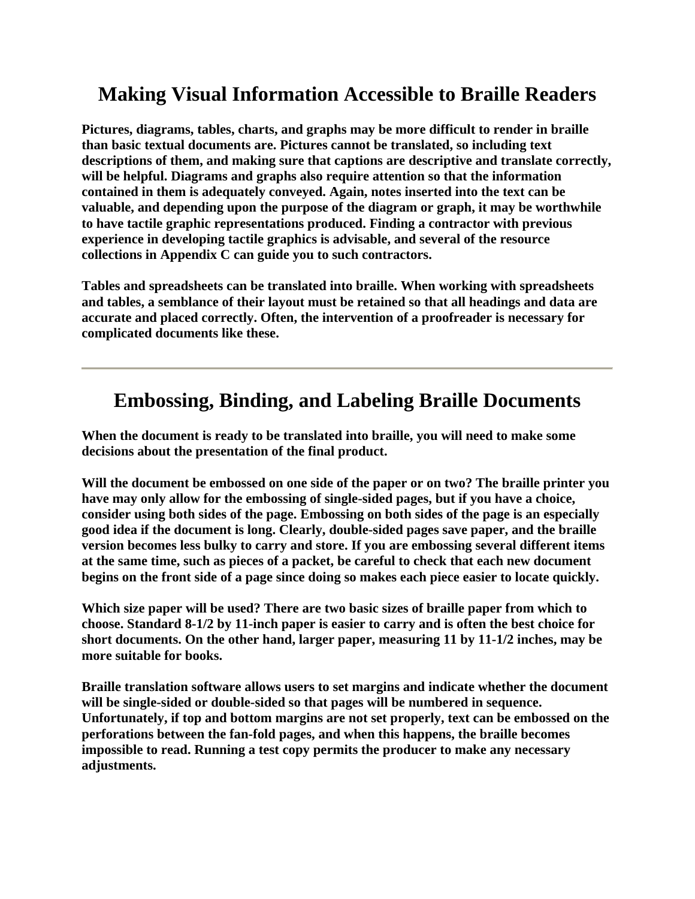## Making Visual Information Accessible to Braille Readers

**Pictures, diagrams, tables, charts, and graphs may be more difficult to render in braille than basic textual documents are. Pictures cannot be translated, so including text descriptions of them, and making sure that captions are descriptive and translate correctly, will be helpful. Diagrams and graphs also require attention so that the information contained in them is adequately conveyed. Again, notes inserted into the text can be valuable, and depending upon the purpose of the diagram or graph, it may be worthwhile to have tactile graphic representations produced. Finding a contractor with previous experience in developing tactile graphics is advisable, and several of the resource collections in Appendix C can guide you to such contractors.**

**Tables and spreadsheets can be translated into braille. When working with spreadsheets and tables, a semblance of their layout must be retained so that all headings and data are accurate and placed correctly. Often, the intervention of a proofreader is necessary for complicated documents like these.**

---

## Embossing, Binding, and Labeling Braille Documents

**When the document is ready to be translated into braille, you will need to make some decisions about the presentation of the final product.**

**Will the document be embossed on one side of the paper or on two? The braille printer you have may only allow for the embossing of single-sided pages, but if you have a choice, consider using both sides of the page. Embossing on both sides of the page is an especially good idea if the document is long. Clearly, double-sided pages save paper, and the braille version becomes less bulky to carry and store. If you are embossing several different items at the same time, such as pieces of a packet, be careful to check that each new document begins on the front side of a page since doing so makes each piece easier to locate quickly.**

**Which size paper will be used? There are two basic sizes of braille paper from which to choose. Standard 8-1/2 by 11-inch paper is easier to carry and is often the best choice for short documents. On the other hand, larger paper, measuring 11 by 11-1/2 inches, may be more suitable for books.**

**Braille translation software allows users to set margins and indicate whether the document will be single-sided or double-sided so that pages will be numbered in sequence. Unfortunately, if top and bottom margins are not set properly, text can be embossed on the perforations between the fan-fold pages, and when this happens, the braille becomes impossible to read. Running a test copy permits the producer to make any necessary adjustments.**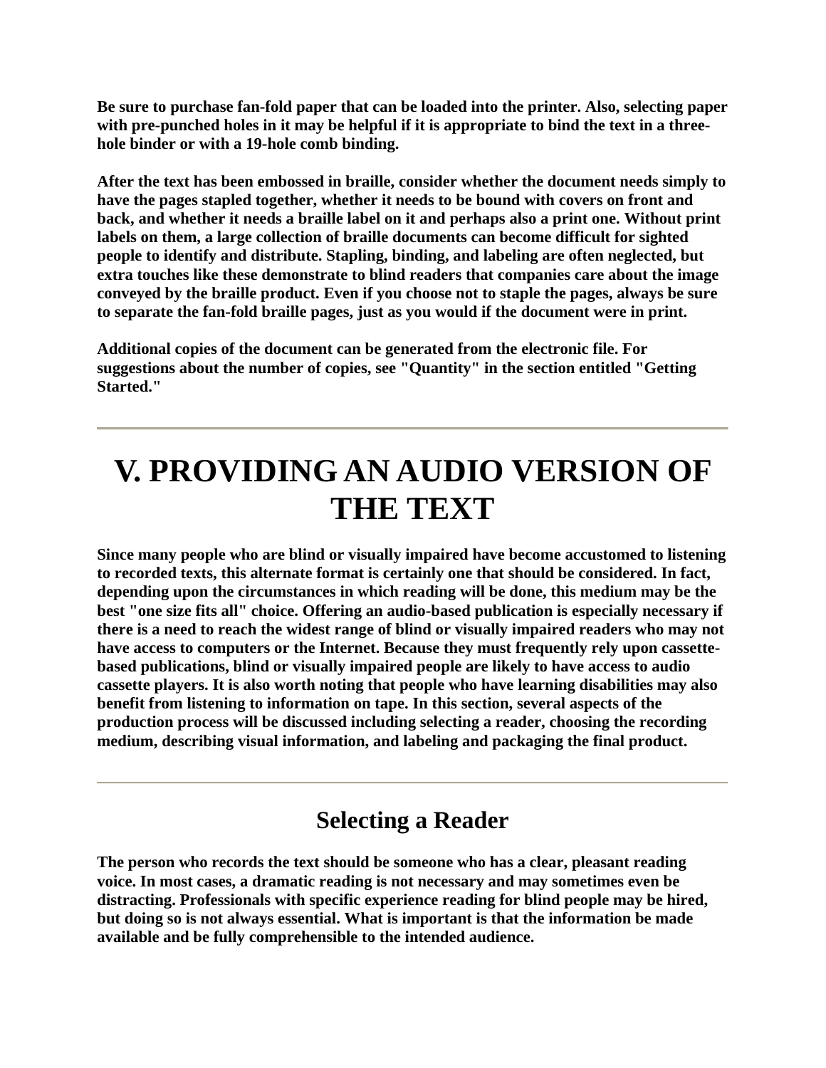Be sure to purchase fan-fold paper that can be loaded into the printer. Also, selecting paper with pre-punched holes in it may be helpful if it is appropriate to bind the text in a three-hole binder or with a 19-hole comb binding.

After the text has been embossed in braille, consider whether the document needs simply to have the pages stapled together, whether it needs to be bound with covers on front and back, and whether it needs a braille label on it and perhaps also a print one. Without print labels on them, a large collection of braille documents can become difficult for sighted people to identify and distribute. Stapling, binding, and labeling are often neglected, but extra touches like these demonstrate to blind readers that companies care about the image conveyed by the braille product. Even if you choose not to staple the pages, always be sure to separate the fan-fold braille pages, just as you would if the document were in print.

Additional copies of the document can be generated from the electronic file. For suggestions about the number of copies, see "Quantity" in the section entitled "Getting Started."

---

# V. PROVIDING AN AUDIO VERSION OF THE TEXT

Since many people who are blind or visually impaired have become accustomed to listening to recorded texts, this alternate format is certainly one that should be considered. In fact, depending upon the circumstances in which reading will be done, this medium may be the best "one size fits all" choice. Offering an audio-based publication is especially necessary if there is a need to reach the widest range of blind or visually impaired readers who may not have access to computers or the Internet. Because they must frequently rely upon cassette-based publications, blind or visually impaired people are likely to have access to audio cassette players. It is also worth noting that people who have learning disabilities may also benefit from listening to information on tape. In this section, several aspects of the production process will be discussed including selecting a reader, choosing the recording medium, describing visual information, and labeling and packaging the final product.

---

## Selecting a Reader

The person who records the text should be someone who has a clear, pleasant reading voice. In most cases, a dramatic reading is not necessary and may sometimes even be distracting. Professionals with specific experience reading for blind people may be hired, but doing so is not always essential. What is important is that the information be made available and be fully comprehensible to the intended audience.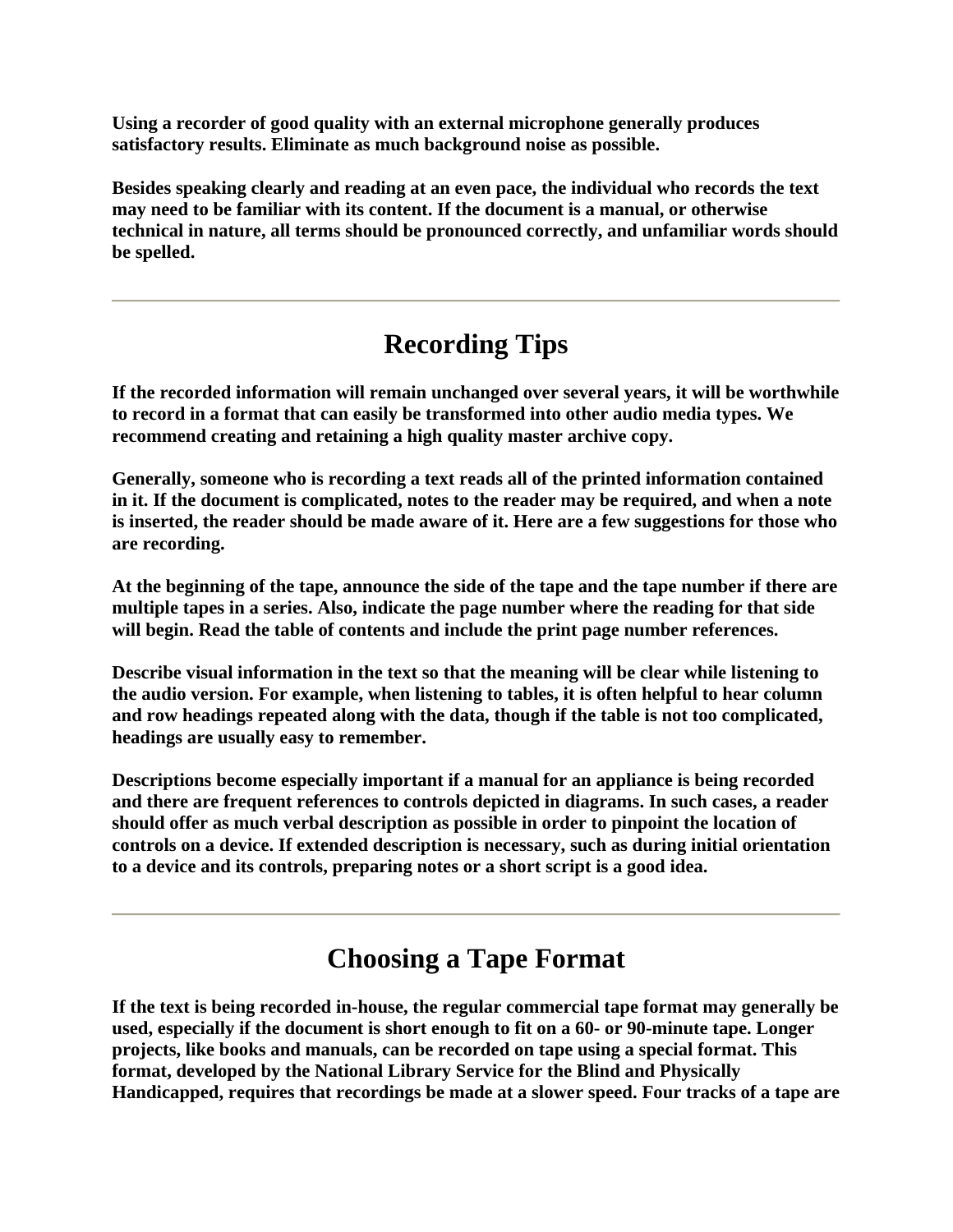Using a recorder of good quality with an external microphone generally produces satisfactory results. Eliminate as much background noise as possible.

Besides speaking clearly and reading at an even pace, the individual who records the text may need to be familiar with its content. If the document is a manual, or otherwise technical in nature, all terms should be pronounced correctly, and unfamiliar words should be spelled.

---

## Recording Tips

If the recorded information will remain unchanged over several years, it will be worthwhile to record in a format that can easily be transformed into other audio media types. We recommend creating and retaining a high quality master archive copy.

Generally, someone who is recording a text reads all of the printed information contained in it. If the document is complicated, notes to the reader may be required, and when a note is inserted, the reader should be made aware of it. Here are a few suggestions for those who are recording.

At the beginning of the tape, announce the side of the tape and the tape number if there are multiple tapes in a series. Also, indicate the page number where the reading for that side will begin. Read the table of contents and include the print page number references.

Describe visual information in the text so that the meaning will be clear while listening to the audio version. For example, when listening to tables, it is often helpful to hear column and row headings repeated along with the data, though if the table is not too complicated, headings are usually easy to remember.

Descriptions become especially important if a manual for an appliance is being recorded and there are frequent references to controls depicted in diagrams. In such cases, a reader should offer as much verbal description as possible in order to pinpoint the location of controls on a device. If extended description is necessary, such as during initial orientation to a device and its controls, preparing notes or a short script is a good idea.

---

## Choosing a Tape Format

If the text is being recorded in-house, the regular commercial tape format may generally be used, especially if the document is short enough to fit on a 60- or 90-minute tape. Longer projects, like books and manuals, can be recorded on tape using a special format. This format, developed by the National Library Service for the Blind and Physically Handicapped, requires that recordings be made at a slower speed. Four tracks of a tape are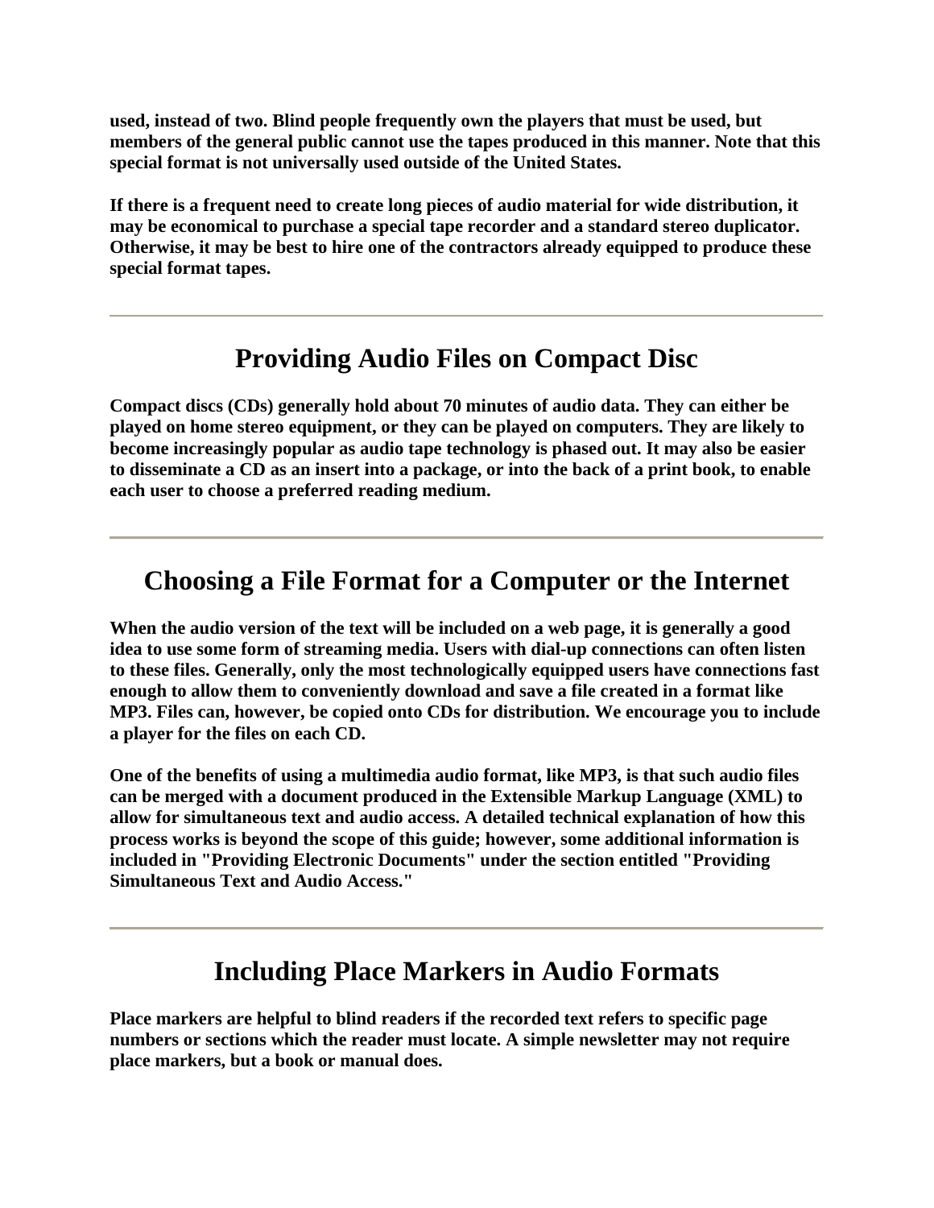used, instead of two. Blind people frequently own the players that must be used, but members of the general public cannot use the tapes produced in this manner. Note that this special format is not universally used outside of the United States.

If there is a frequent need to create long pieces of audio material for wide distribution, it may be economical to purchase a special tape recorder and a standard stereo duplicator. Otherwise, it may be best to hire one of the contractors already equipped to produce these special format tapes.

---

## Providing Audio Files on Compact Disc

Compact discs (CDs) generally hold about 70 minutes of audio data. They can either be played on home stereo equipment, or they can be played on computers. They are likely to become increasingly popular as audio tape technology is phased out. It may also be easier to disseminate a CD as an insert into a package, or into the back of a print book, to enable each user to choose a preferred reading medium.

---

## Choosing a File Format for a Computer or the Internet

When the audio version of the text will be included on a web page, it is generally a good idea to use some form of streaming media. Users with dial-up connections can often listen to these files. Generally, only the most technologically equipped users have connections fast enough to allow them to conveniently download and save a file created in a format like MP3. Files can, however, be copied onto CDs for distribution. We encourage you to include a player for the files on each CD.

One of the benefits of using a multimedia audio format, like MP3, is that such audio files can be merged with a document produced in the Extensible Markup Language (XML) to allow for simultaneous text and audio access. A detailed technical explanation of how this process works is beyond the scope of this guide; however, some additional information is included in "Providing Electronic Documents" under the section entitled "Providing Simultaneous Text and Audio Access."

---

## Including Place Markers in Audio Formats

Place markers are helpful to blind readers if the recorded text refers to specific page numbers or sections which the reader must locate. A simple newsletter may not require place markers, but a book or manual does.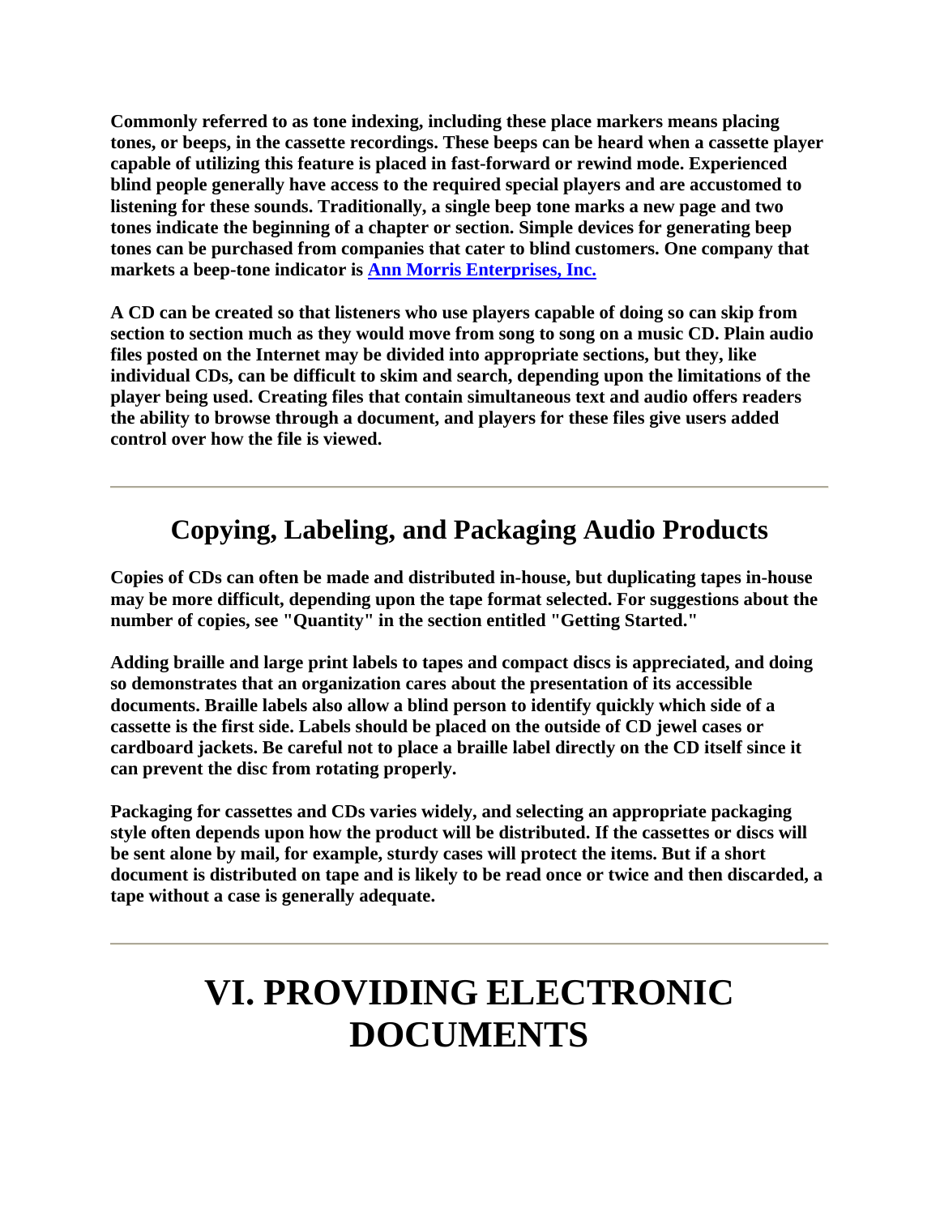**Commonly referred to as tone indexing, including these place markers means placing tones, or beeps, in the cassette recordings. These beeps can be heard when a cassette player capable of utilizing this feature is placed in fast-forward or rewind mode. Experienced blind people generally have access to the required special players and are accustomed to listening for these sounds. Traditionally, a single beep tone marks a new page and two tones indicate the beginning of a chapter or section. Simple devices for generating beep tones can be purchased from companies that cater to blind customers. One company that markets a beep-tone indicator is Ann Morris Enterprises, Inc.**

**A CD can be created so that listeners who use players capable of doing so can skip from section to section much as they would move from song to song on a music CD. Plain audio files posted on the Internet may be divided into appropriate sections, but they, like individual CDs, can be difficult to skim and search, depending upon the limitations of the player being used. Creating files that contain simultaneous text and audio offers readers the ability to browse through a document, and players for these files give users added control over how the file is viewed.**

---

## Copying, Labeling, and Packaging Audio Products

**Copies of CDs can often be made and distributed in-house, but duplicating tapes in-house may be more difficult, depending upon the tape format selected. For suggestions about the number of copies, see "Quantity" in the section entitled "Getting Started."**

**Adding braille and large print labels to tapes and compact discs is appreciated, and doing so demonstrates that an organization cares about the presentation of its accessible documents. Braille labels also allow a blind person to identify quickly which side of a cassette is the first side. Labels should be placed on the outside of CD jewel cases or cardboard jackets. Be careful not to place a braille label directly on the CD itself since it can prevent the disc from rotating properly.**

**Packaging for cassettes and CDs varies widely, and selecting an appropriate packaging style often depends upon how the product will be distributed. If the cassettes or discs will be sent alone by mail, for example, sturdy cases will protect the items. But if a short document is distributed on tape and is likely to be read once or twice and then discarded, a tape without a case is generally adequate.**

---

# VI. PROVIDING ELECTRONIC DOCUMENTS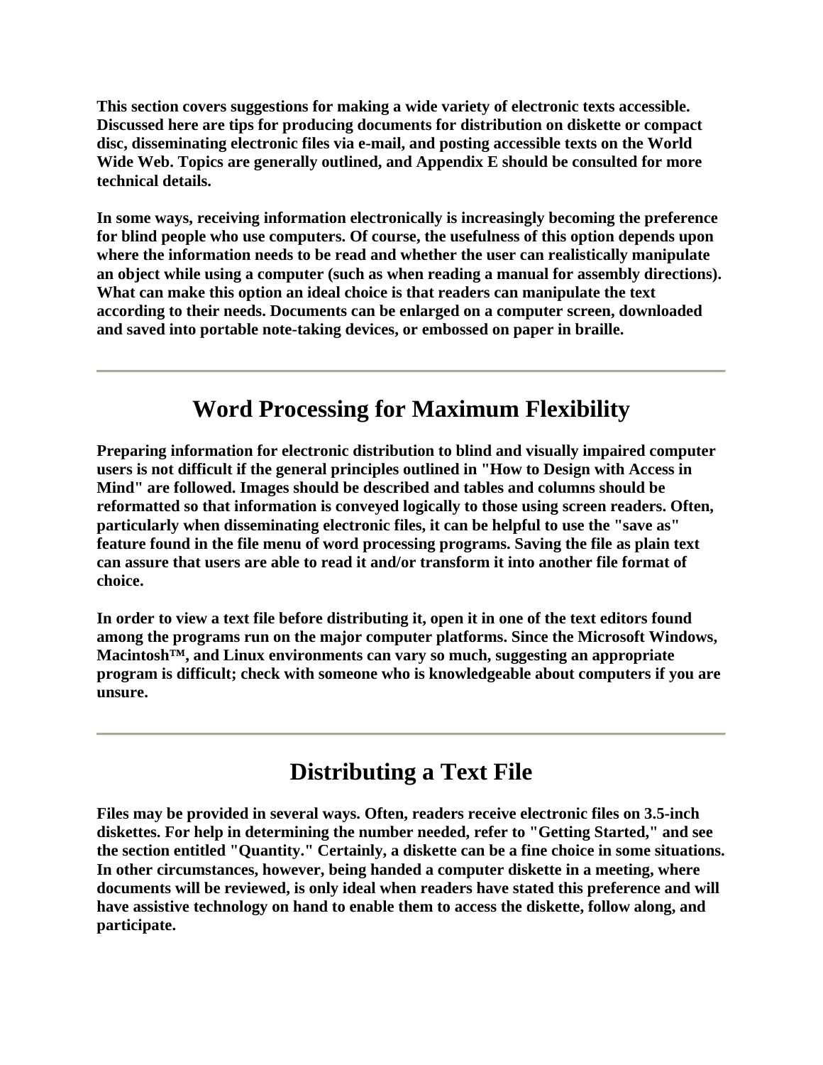This section covers suggestions for making a wide variety of electronic texts accessible. Discussed here are tips for producing documents for distribution on diskette or compact disc, disseminating electronic files via e-mail, and posting accessible texts on the World Wide Web. Topics are generally outlined, and Appendix E should be consulted for more technical details.

In some ways, receiving information electronically is increasingly becoming the preference for blind people who use computers. Of course, the usefulness of this option depends upon where the information needs to be read and whether the user can realistically manipulate an object while using a computer (such as when reading a manual for assembly directions). What can make this option an ideal choice is that readers can manipulate the text according to their needs. Documents can be enlarged on a computer screen, downloaded and saved into portable note-taking devices, or embossed on paper in braille.

---

## Word Processing for Maximum Flexibility

Preparing information for electronic distribution to blind and visually impaired computer users is not difficult if the general principles outlined in "How to Design with Access in Mind" are followed. Images should be described and tables and columns should be reformatted so that information is conveyed logically to those using screen readers. Often, particularly when disseminating electronic files, it can be helpful to use the "save as" feature found in the file menu of word processing programs. Saving the file as plain text can assure that users are able to read it and/or transform it into another file format of choice.

In order to view a text file before distributing it, open it in one of the text editors found among the programs run on the major computer platforms. Since the Microsoft Windows, Macintosh™, and Linux environments can vary so much, suggesting an appropriate program is difficult; check with someone who is knowledgeable about computers if you are unsure.

---

## Distributing a Text File

Files may be provided in several ways. Often, readers receive electronic files on 3.5-inch diskettes. For help in determining the number needed, refer to "Getting Started," and see the section entitled "Quantity." Certainly, a diskette can be a fine choice in some situations. In other circumstances, however, being handed a computer diskette in a meeting, where documents will be reviewed, is only ideal when readers have stated this preference and will have assistive technology on hand to enable them to access the diskette, follow along, and participate.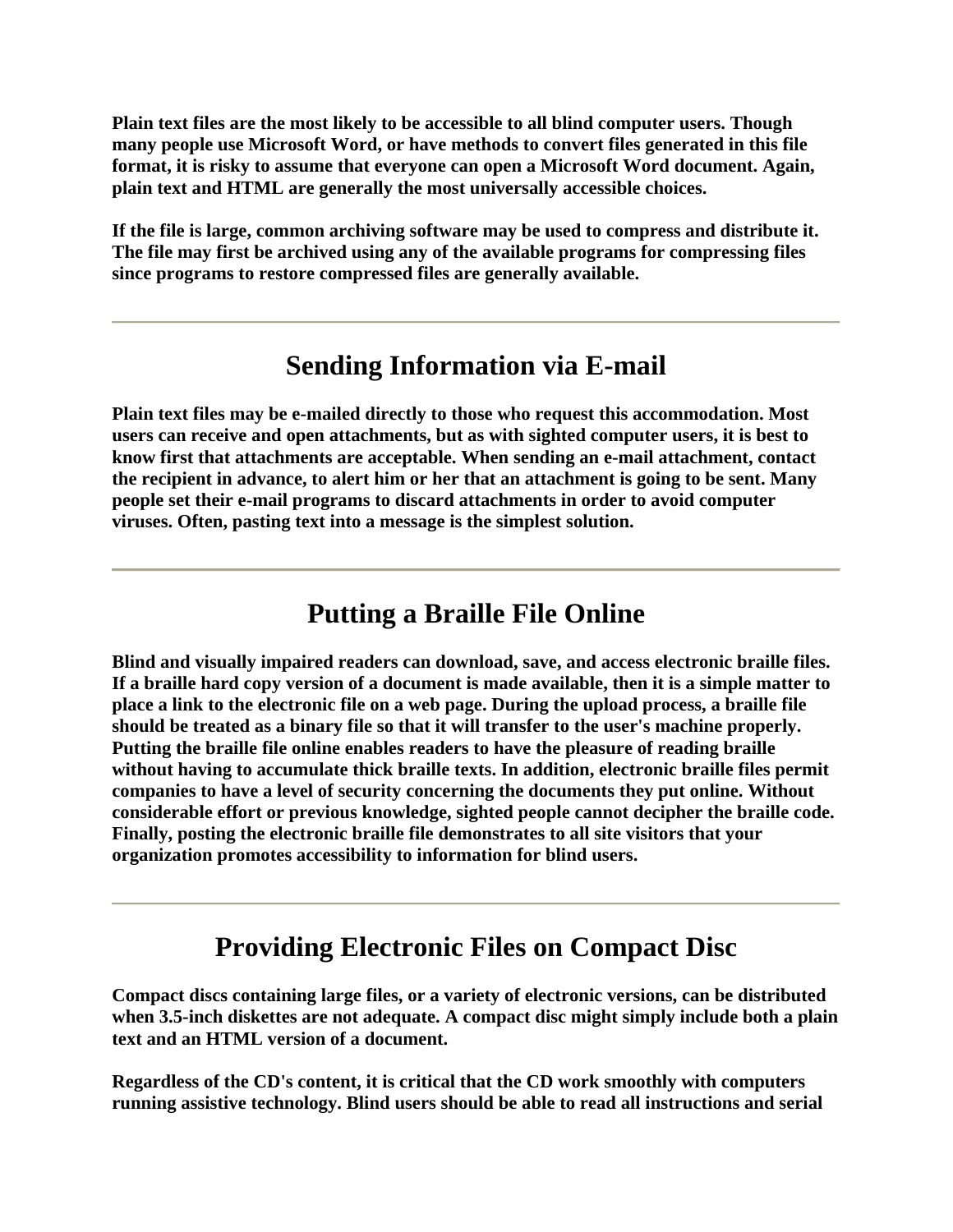Plain text files are the most likely to be accessible to all blind computer users. Though many people use Microsoft Word, or have methods to convert files generated in this file format, it is risky to assume that everyone can open a Microsoft Word document. Again, plain text and HTML are generally the most universally accessible choices.

If the file is large, common archiving software may be used to compress and distribute it. The file may first be archived using any of the available programs for compressing files since programs to restore compressed files are generally available.

---

## Sending Information via E-mail

Plain text files may be e-mailed directly to those who request this accommodation. Most users can receive and open attachments, but as with sighted computer users, it is best to know first that attachments are acceptable. When sending an e-mail attachment, contact the recipient in advance, to alert him or her that an attachment is going to be sent. Many people set their e-mail programs to discard attachments in order to avoid computer viruses. Often, pasting text into a message is the simplest solution.

---

## Putting a Braille File Online

Blind and visually impaired readers can download, save, and access electronic braille files. If a braille hard copy version of a document is made available, then it is a simple matter to place a link to the electronic file on a web page. During the upload process, a braille file should be treated as a binary file so that it will transfer to the user's machine properly. Putting the braille file online enables readers to have the pleasure of reading braille without having to accumulate thick braille texts. In addition, electronic braille files permit companies to have a level of security concerning the documents they put online. Without considerable effort or previous knowledge, sighted people cannot decipher the braille code. Finally, posting the electronic braille file demonstrates to all site visitors that your organization promotes accessibility to information for blind users.

---

## Providing Electronic Files on Compact Disc

Compact discs containing large files, or a variety of electronic versions, can be distributed when 3.5-inch diskettes are not adequate. A compact disc might simply include both a plain text and an HTML version of a document.

Regardless of the CD's content, it is critical that the CD work smoothly with computers running assistive technology. Blind users should be able to read all instructions and serial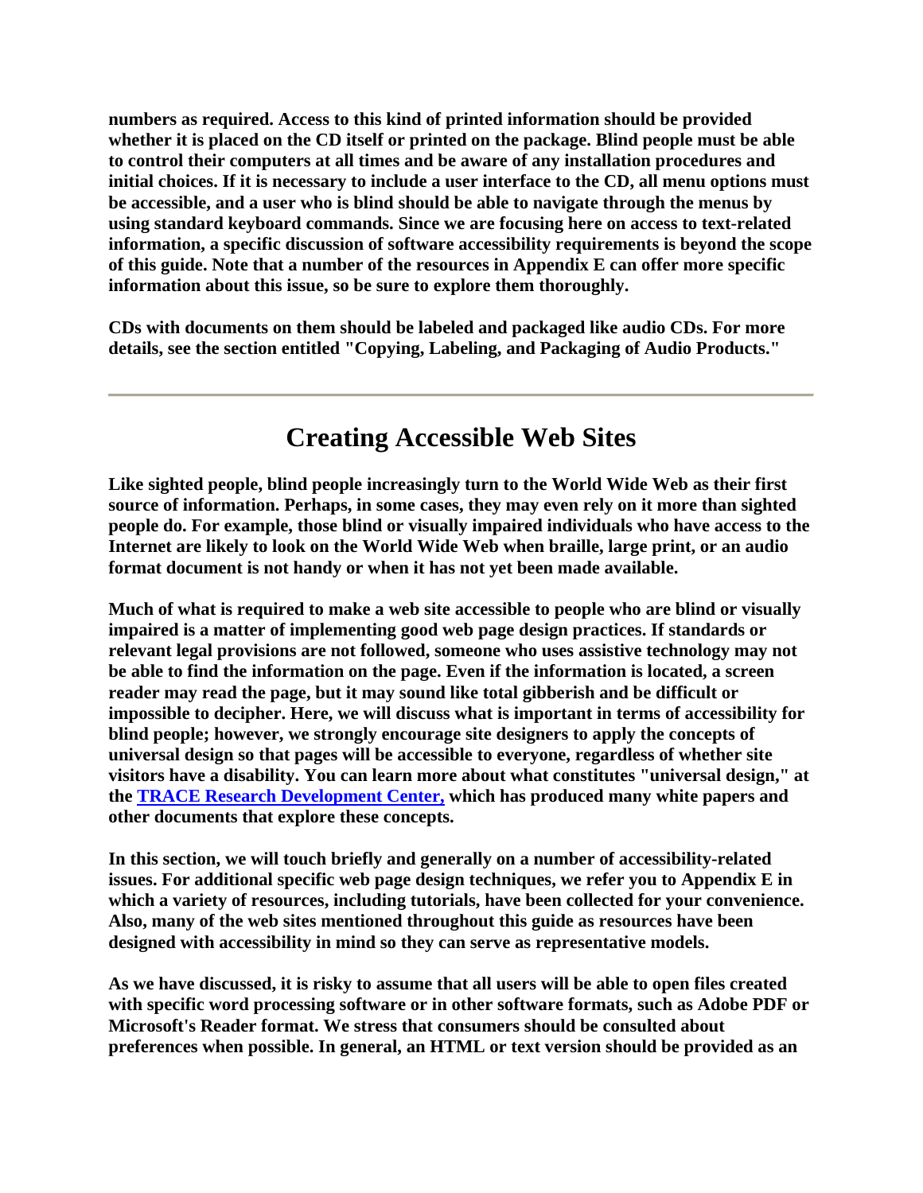numbers as required. Access to this kind of printed information should be provided whether it is placed on the CD itself or printed on the package. Blind people must be able to control their computers at all times and be aware of any installation procedures and initial choices. If it is necessary to include a user interface to the CD, all menu options must be accessible, and a user who is blind should be able to navigate through the menus by using standard keyboard commands. Since we are focusing here on access to text-related information, a specific discussion of software accessibility requirements is beyond the scope of this guide. Note that a number of the resources in Appendix E can offer more specific information about this issue, so be sure to explore them thoroughly.

CDs with documents on them should be labeled and packaged like audio CDs. For more details, see the section entitled "Copying, Labeling, and Packaging of Audio Products."

---

# Creating Accessible Web Sites

Like sighted people, blind people increasingly turn to the World Wide Web as their first source of information. Perhaps, in some cases, they may even rely on it more than sighted people do. For example, those blind or visually impaired individuals who have access to the Internet are likely to look on the World Wide Web when braille, large print, or an audio format document is not handy or when it has not yet been made available.

Much of what is required to make a web site accessible to people who are blind or visually impaired is a matter of implementing good web page design practices. If standards or relevant legal provisions are not followed, someone who uses assistive technology may not be able to find the information on the page. Even if the information is located, a screen reader may read the page, but it may sound like total gibberish and be difficult or impossible to decipher. Here, we will discuss what is important in terms of accessibility for blind people; however, we strongly encourage site designers to apply the concepts of universal design so that pages will be accessible to everyone, regardless of whether site visitors have a disability. You can learn more about what constitutes "universal design," at the TRACE Research Development Center, which has produced many white papers and other documents that explore these concepts.

In this section, we will touch briefly and generally on a number of accessibility-related issues. For additional specific web page design techniques, we refer you to Appendix E in which a variety of resources, including tutorials, have been collected for your convenience. Also, many of the web sites mentioned throughout this guide as resources have been designed with accessibility in mind so they can serve as representative models.

As we have discussed, it is risky to assume that all users will be able to open files created with specific word processing software or in other software formats, such as Adobe PDF or Microsoft's Reader format. We stress that consumers should be consulted about preferences when possible. In general, an HTML or text version should be provided as an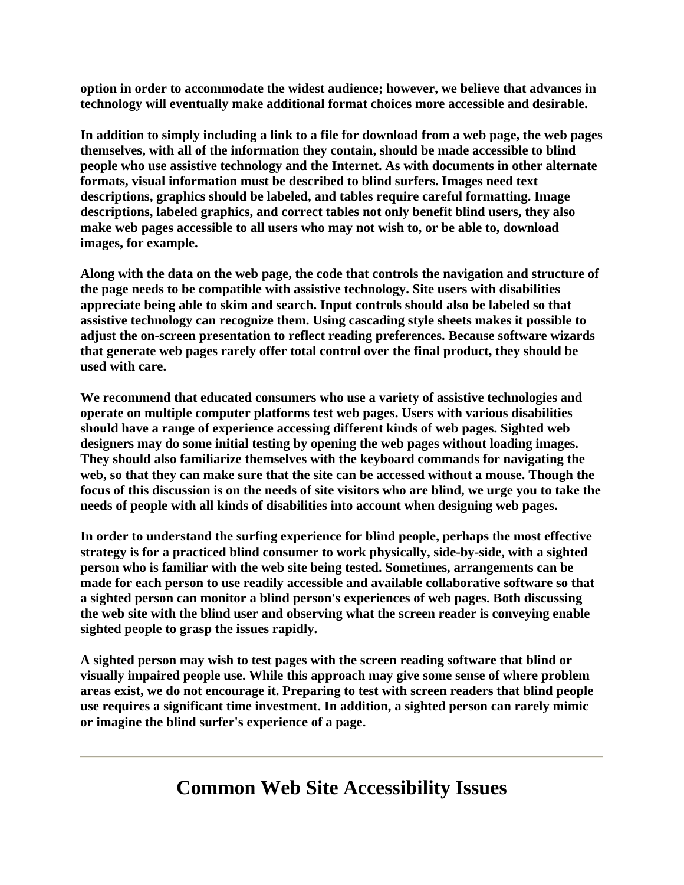**option in order to accommodate the widest audience; however, we believe that advances in technology will eventually make additional format choices more accessible and desirable.**

**In addition to simply including a link to a file for download from a web page, the web pages themselves, with all of the information they contain, should be made accessible to blind people who use assistive technology and the Internet. As with documents in other alternate formats, visual information must be described to blind surfers. Images need text descriptions, graphics should be labeled, and tables require careful formatting. Image descriptions, labeled graphics, and correct tables not only benefit blind users, they also make web pages accessible to all users who may not wish to, or be able to, download images, for example.**

**Along with the data on the web page, the code that controls the navigation and structure of the page needs to be compatible with assistive technology. Site users with disabilities appreciate being able to skim and search. Input controls should also be labeled so that assistive technology can recognize them. Using cascading style sheets makes it possible to adjust the on-screen presentation to reflect reading preferences. Because software wizards that generate web pages rarely offer total control over the final product, they should be used with care.**

**We recommend that educated consumers who use a variety of assistive technologies and operate on multiple computer platforms test web pages. Users with various disabilities should have a range of experience accessing different kinds of web pages. Sighted web designers may do some initial testing by opening the web pages without loading images. They should also familiarize themselves with the keyboard commands for navigating the web, so that they can make sure that the site can be accessed without a mouse. Though the focus of this discussion is on the needs of site visitors who are blind, we urge you to take the needs of people with all kinds of disabilities into account when designing web pages.**

**In order to understand the surfing experience for blind people, perhaps the most effective strategy is for a practiced blind consumer to work physically, side-by-side, with a sighted person who is familiar with the web site being tested. Sometimes, arrangements can be made for each person to use readily accessible and available collaborative software so that a sighted person can monitor a blind person's experiences of web pages. Both discussing the web site with the blind user and observing what the screen reader is conveying enable sighted people to grasp the issues rapidly.**

**A sighted person may wish to test pages with the screen reading software that blind or visually impaired people use. While this approach may give some sense of where problem areas exist, we do not encourage it. Preparing to test with screen readers that blind people use requires a significant time investment. In addition, a sighted person can rarely mimic or imagine the blind surfer's experience of a page.**

---

## Common Web Site Accessibility Issues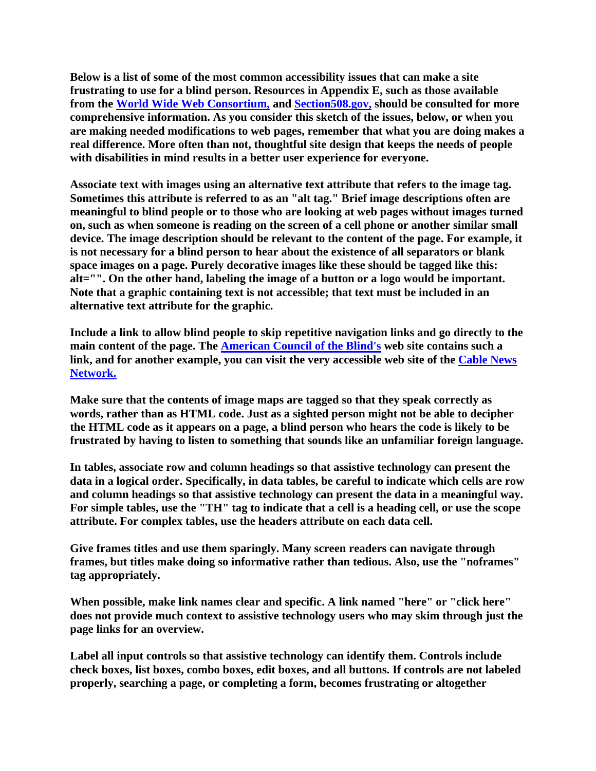**Below is a list of some of the most common accessibility issues that can make a site frustrating to use for a blind person. Resources in Appendix E, such as those available from the World Wide Web Consortium, and Section508.gov, should be consulted for more comprehensive information. As you consider this sketch of the issues, below, or when you are making needed modifications to web pages, remember that what you are doing makes a real difference. More often than not, thoughtful site design that keeps the needs of people with disabilities in mind results in a better user experience for everyone.**

**Associate text with images using an alternative text attribute that refers to the image tag. Sometimes this attribute is referred to as an "alt tag." Brief image descriptions often are meaningful to blind people or to those who are looking at web pages without images turned on, such as when someone is reading on the screen of a cell phone or another similar small device. The image description should be relevant to the content of the page. For example, it is not necessary for a blind person to hear about the existence of all separators or blank space images on a page. Purely decorative images like these should be tagged like this: alt="". On the other hand, labeling the image of a button or a logo would be important. Note that a graphic containing text is not accessible; that text must be included in an alternative text attribute for the graphic.**

**Include a link to allow blind people to skip repetitive navigation links and go directly to the main content of the page. The American Council of the Blind's web site contains such a link, and for another example, you can visit the very accessible web site of the Cable News Network.**

**Make sure that the contents of image maps are tagged so that they speak correctly as words, rather than as HTML code. Just as a sighted person might not be able to decipher the HTML code as it appears on a page, a blind person who hears the code is likely to be frustrated by having to listen to something that sounds like an unfamiliar foreign language.**

**In tables, associate row and column headings so that assistive technology can present the data in a logical order. Specifically, in data tables, be careful to indicate which cells are row and column headings so that assistive technology can present the data in a meaningful way. For simple tables, use the "TH" tag to indicate that a cell is a heading cell, or use the scope attribute. For complex tables, use the headers attribute on each data cell.**

**Give frames titles and use them sparingly. Many screen readers can navigate through frames, but titles make doing so informative rather than tedious. Also, use the "noframes" tag appropriately.**

**When possible, make link names clear and specific. A link named "here" or "click here" does not provide much context to assistive technology users who may skim through just the page links for an overview.**

**Label all input controls so that assistive technology can identify them. Controls include check boxes, list boxes, combo boxes, edit boxes, and all buttons. If controls are not labeled properly, searching a page, or completing a form, becomes frustrating or altogether**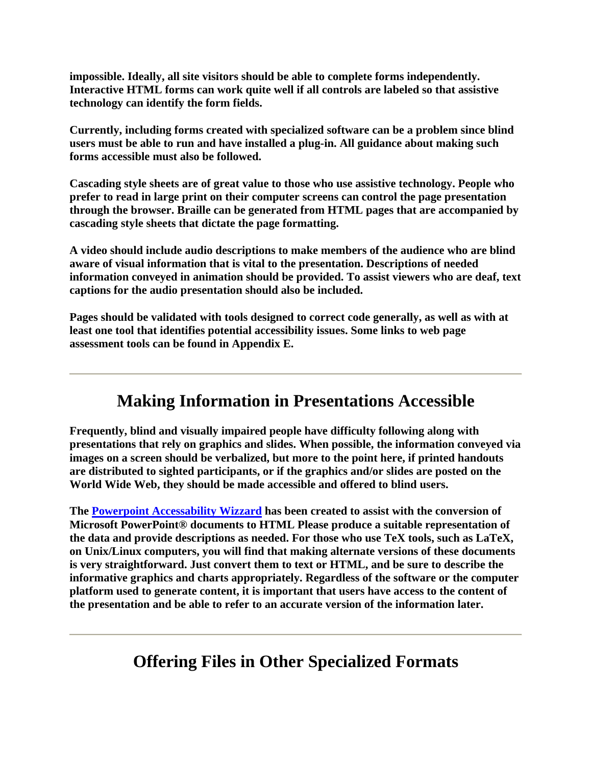**impossible. Ideally, all site visitors should be able to complete forms independently. Interactive HTML forms can work quite well if all controls are labeled so that assistive technology can identify the form fields.**

**Currently, including forms created with specialized software can be a problem since blind users must be able to run and have installed a plug-in. All guidance about making such forms accessible must also be followed.**

**Cascading style sheets are of great value to those who use assistive technology. People who prefer to read in large print on their computer screens can control the page presentation through the browser. Braille can be generated from HTML pages that are accompanied by cascading style sheets that dictate the page formatting.**

**A video should include audio descriptions to make members of the audience who are blind aware of visual information that is vital to the presentation. Descriptions of needed information conveyed in animation should be provided. To assist viewers who are deaf, text captions for the audio presentation should also be included.**

**Pages should be validated with tools designed to correct code generally, as well as with at least one tool that identifies potential accessibility issues. Some links to web page assessment tools can be found in Appendix E.**

---

## Making Information in Presentations Accessible

**Frequently, blind and visually impaired people have difficulty following along with presentations that rely on graphics and slides. When possible, the information conveyed via images on a screen should be verbalized, but more to the point here, if printed handouts are distributed to sighted participants, or if the graphics and/or slides are posted on the World Wide Web, they should be made accessible and offered to blind users.**

**The Powerpoint Accessability Wizzard has been created to assist with the conversion of Microsoft PowerPoint® documents to HTML Please produce a suitable representation of the data and provide descriptions as needed. For those who use TeX tools, such as LaTeX, on Unix/Linux computers, you will find that making alternate versions of these documents is very straightforward. Just convert them to text or HTML, and be sure to describe the informative graphics and charts appropriately. Regardless of the software or the computer platform used to generate content, it is important that users have access to the content of the presentation and be able to refer to an accurate version of the information later.**

---

## Offering Files in Other Specialized Formats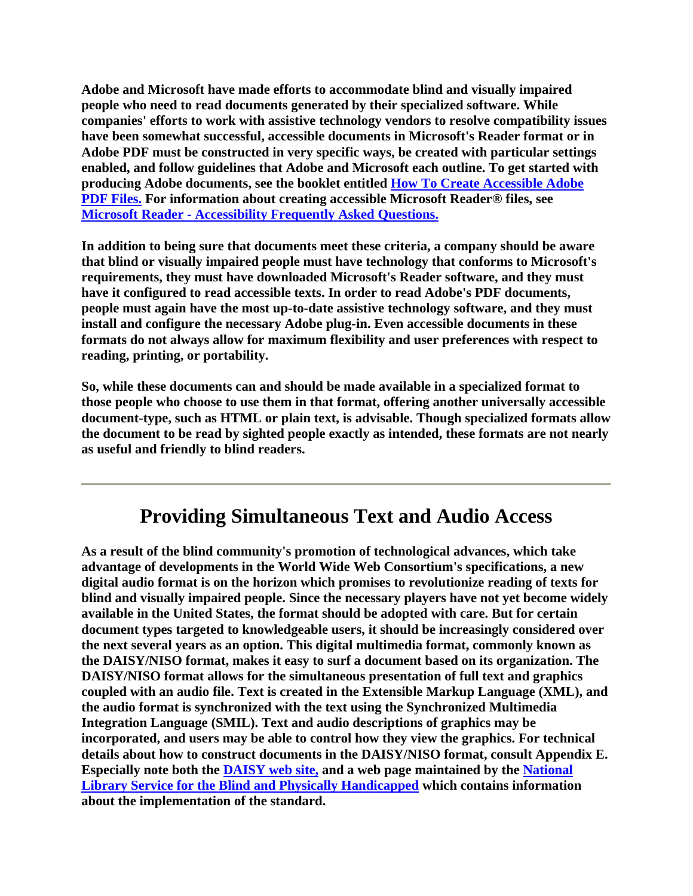Adobe and Microsoft have made efforts to accommodate blind and visually impaired people who need to read documents generated by their specialized software. While companies' efforts to work with assistive technology vendors to resolve compatibility issues have been somewhat successful, accessible documents in Microsoft's Reader format or in Adobe PDF must be constructed in very specific ways, be created with particular settings enabled, and follow guidelines that Adobe and Microsoft each outline. To get started with producing Adobe documents, see the booklet entitled How To Create Accessible Adobe PDF Files. For information about creating accessible Microsoft Reader® files, see Microsoft Reader - Accessibility Frequently Asked Questions.

In addition to being sure that documents meet these criteria, a company should be aware that blind or visually impaired people must have technology that conforms to Microsoft's requirements, they must have downloaded Microsoft's Reader software, and they must have it configured to read accessible texts. In order to read Adobe's PDF documents, people must again have the most up-to-date assistive technology software, and they must install and configure the necessary Adobe plug-in. Even accessible documents in these formats do not always allow for maximum flexibility and user preferences with respect to reading, printing, or portability.

So, while these documents can and should be made available in a specialized format to those people who choose to use them in that format, offering another universally accessible document-type, such as HTML or plain text, is advisable. Though specialized formats allow the document to be read by sighted people exactly as intended, these formats are not nearly as useful and friendly to blind readers.

---

## Providing Simultaneous Text and Audio Access

As a result of the blind community's promotion of technological advances, which take advantage of developments in the World Wide Web Consortium's specifications, a new digital audio format is on the horizon which promises to revolutionize reading of texts for blind and visually impaired people. Since the necessary players have not yet become widely available in the United States, the format should be adopted with care. But for certain document types targeted to knowledgeable users, it should be increasingly considered over the next several years as an option. This digital multimedia format, commonly known as the DAISY/NISO format, makes it easy to surf a document based on its organization. The DAISY/NISO format allows for the simultaneous presentation of full text and graphics coupled with an audio file. Text is created in the Extensible Markup Language (XML), and the audio format is synchronized with the text using the Synchronized Multimedia Integration Language (SMIL). Text and audio descriptions of graphics may be incorporated, and users may be able to control how they view the graphics. For technical details about how to construct documents in the DAISY/NISO format, consult Appendix E. Especially note both the DAISY web site, and a web page maintained by the National Library Service for the Blind and Physically Handicapped which contains information about the implementation of the standard.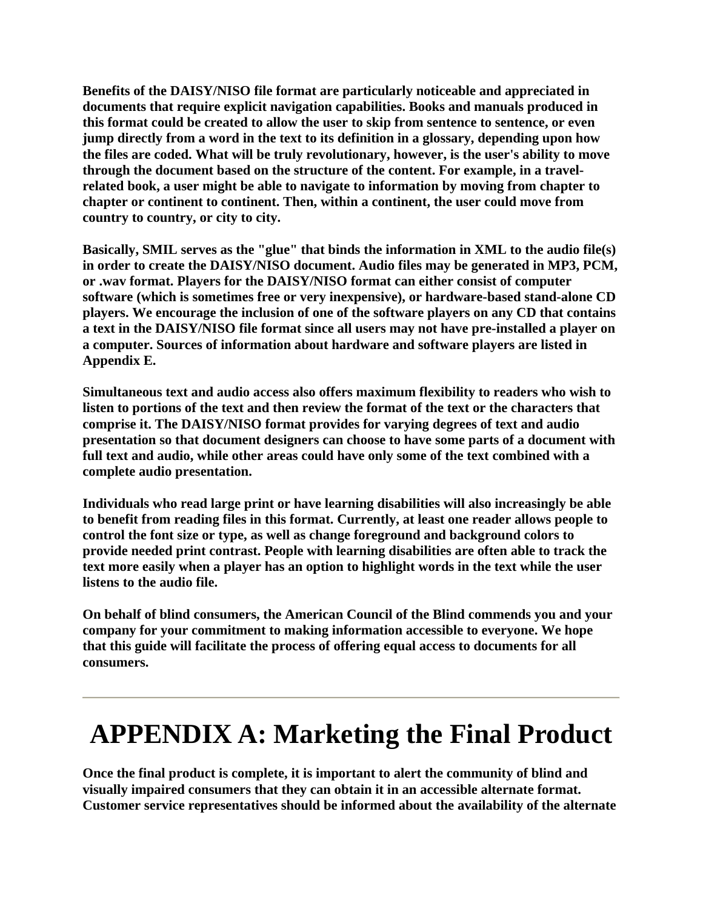**Benefits of the DAISY/NISO file format are particularly noticeable and appreciated in documents that require explicit navigation capabilities. Books and manuals produced in this format could be created to allow the user to skip from sentence to sentence, or even jump directly from a word in the text to its definition in a glossary, depending upon how the files are coded. What will be truly revolutionary, however, is the user's ability to move through the document based on the structure of the content. For example, in a travel-related book, a user might be able to navigate to information by moving from chapter to chapter or continent to continent. Then, within a continent, the user could move from country to country, or city to city.**

**Basically, SMIL serves as the "glue" that binds the information in XML to the audio file(s) in order to create the DAISY/NISO document. Audio files may be generated in MP3, PCM, or .wav format. Players for the DAISY/NISO format can either consist of computer software (which is sometimes free or very inexpensive), or hardware-based stand-alone CD players. We encourage the inclusion of one of the software players on any CD that contains a text in the DAISY/NISO file format since all users may not have pre-installed a player on a computer. Sources of information about hardware and software players are listed in Appendix E.**

**Simultaneous text and audio access also offers maximum flexibility to readers who wish to listen to portions of the text and then review the format of the text or the characters that comprise it. The DAISY/NISO format provides for varying degrees of text and audio presentation so that document designers can choose to have some parts of a document with full text and audio, while other areas could have only some of the text combined with a complete audio presentation.**

**Individuals who read large print or have learning disabilities will also increasingly be able to benefit from reading files in this format. Currently, at least one reader allows people to control the font size or type, as well as change foreground and background colors to provide needed print contrast. People with learning disabilities are often able to track the text more easily when a player has an option to highlight words in the text while the user listens to the audio file.**

**On behalf of blind consumers, the American Council of the Blind commends you and your company for your commitment to making information accessible to everyone. We hope that this guide will facilitate the process of offering equal access to documents for all consumers.**

---

# APPENDIX A: Marketing the Final Product

**Once the final product is complete, it is important to alert the community of blind and visually impaired consumers that they can obtain it in an accessible alternate format. Customer service representatives should be informed about the availability of the alternate**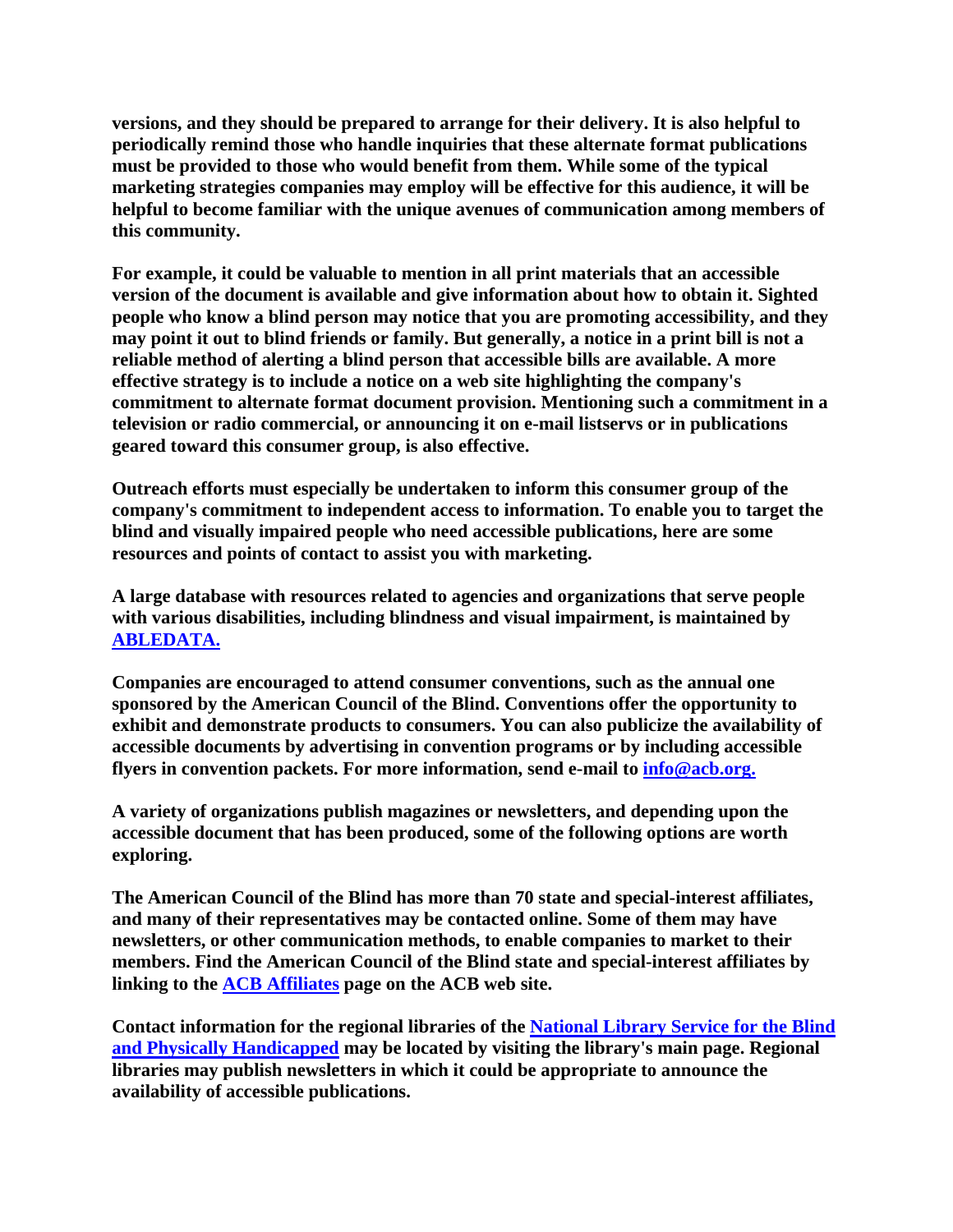**versions, and they should be prepared to arrange for their delivery. It is also helpful to periodically remind those who handle inquiries that these alternate format publications must be provided to those who would benefit from them. While some of the typical marketing strategies companies may employ will be effective for this audience, it will be helpful to become familiar with the unique avenues of communication among members of this community.**

**For example, it could be valuable to mention in all print materials that an accessible version of the document is available and give information about how to obtain it. Sighted people who know a blind person may notice that you are promoting accessibility, and they may point it out to blind friends or family. But generally, a notice in a print bill is not a reliable method of alerting a blind person that accessible bills are available. A more effective strategy is to include a notice on a web site highlighting the company's commitment to alternate format document provision. Mentioning such a commitment in a television or radio commercial, or announcing it on e-mail listservs or in publications geared toward this consumer group, is also effective.**

**Outreach efforts must especially be undertaken to inform this consumer group of the company's commitment to independent access to information. To enable you to target the blind and visually impaired people who need accessible publications, here are some resources and points of contact to assist you with marketing.**

**A large database with resources related to agencies and organizations that serve people with various disabilities, including blindness and visual impairment, is maintained by [ABLEDATA.](ABLEDATA)**

**Companies are encouraged to attend consumer conventions, such as the annual one sponsored by the American Council of the Blind. Conventions offer the opportunity to exhibit and demonstrate products to consumers. You can also publicize the availability of accessible documents by advertising in convention programs or by including accessible flyers in convention packets. For more information, send e-mail to [info@acb.org.](mailto:info@acb.org)**

**A variety of organizations publish magazines or newsletters, and depending upon the accessible document that has been produced, some of the following options are worth exploring.**

**The American Council of the Blind has more than 70 state and special-interest affiliates, and many of their representatives may be contacted online. Some of them may have newsletters, or other communication methods, to enable companies to market to their members. Find the American Council of the Blind state and special-interest affiliates by linking to the [ACB Affiliates](ACB Affiliates) page on the ACB web site.**

**Contact information for the regional libraries of the [National Library Service for the Blind and Physically Handicapped](National Library Service for the Blind and Physically Handicapped) may be located by visiting the library's main page. Regional libraries may publish newsletters in which it could be appropriate to announce the availability of accessible publications.**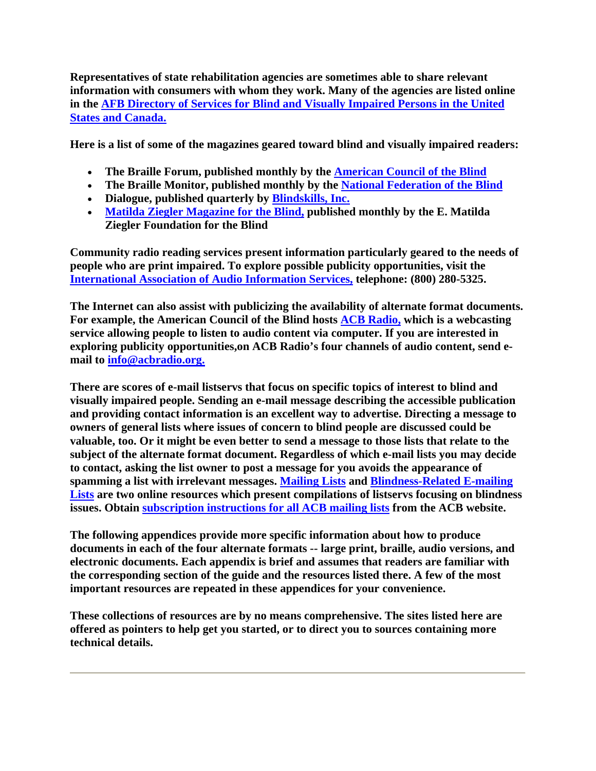**Representatives of state rehabilitation agencies are sometimes able to share relevant information with consumers with whom they work. Many of the agencies are listed online in the AFB Directory of Services for Blind and Visually Impaired Persons in the United States and Canada.**

**Here is a list of some of the magazines geared toward blind and visually impaired readers:**

- **The Braille Forum, published monthly by the American Council of the Blind**
- **The Braille Monitor, published monthly by the National Federation of the Blind**
- **Dialogue, published quarterly by Blindskills, Inc.**
- **Matilda Ziegler Magazine for the Blind, published monthly by the E. Matilda Ziegler Foundation for the Blind**

**Community radio reading services present information particularly geared to the needs of people who are print impaired. To explore possible publicity opportunities, visit the International Association of Audio Information Services, telephone: (800) 280-5325.**

**The Internet can also assist with publicizing the availability of alternate format documents. For example, the American Council of the Blind hosts ACB Radio, which is a webcasting service allowing people to listen to audio content via computer. If you are interested in exploring publicity opportunities,on ACB Radio's four channels of audio content, send e-mail to info@acbradio.org.**

**There are scores of e-mail listservs that focus on specific topics of interest to blind and visually impaired people. Sending an e-mail message describing the accessible publication and providing contact information is an excellent way to advertise. Directing a message to owners of general lists where issues of concern to blind people are discussed could be valuable, too. Or it might be even better to send a message to those lists that relate to the subject of the alternate format document. Regardless of which e-mail lists you may decide to contact, asking the list owner to post a message for you avoids the appearance of spamming a list with irrelevant messages. Mailing Lists and Blindness-Related E-mailing Lists are two online resources which present compilations of listservs focusing on blindness issues. Obtain subscription instructions for all ACB mailing lists from the ACB website.**

**The following appendices provide more specific information about how to produce documents in each of the four alternate formats -- large print, braille, audio versions, and electronic documents. Each appendix is brief and assumes that readers are familiar with the corresponding section of the guide and the resources listed there. A few of the most important resources are repeated in these appendices for your convenience.**

**These collections of resources are by no means comprehensive. The sites listed here are offered as pointers to help get you started, or to direct you to sources containing more technical details.**

---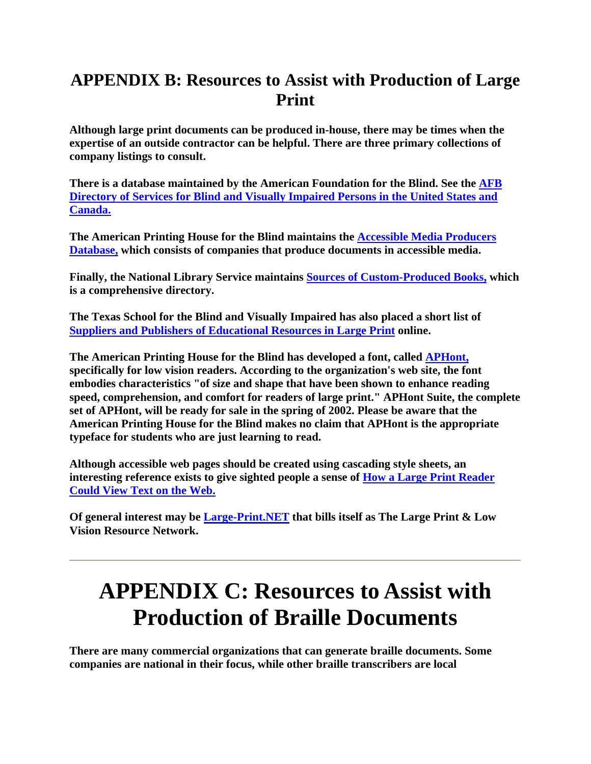## APPENDIX B: Resources to Assist with Production of Large Print

**Although large print documents can be produced in-house, there may be times when the expertise of an outside contractor can be helpful. There are three primary collections of company listings to consult.**

**There is a database maintained by the American Foundation for the Blind. See the AFB Directory of Services for Blind and Visually Impaired Persons in the United States and Canada.**

**The American Printing House for the Blind maintains the Accessible Media Producers Database, which consists of companies that produce documents in accessible media.**

**Finally, the National Library Service maintains Sources of Custom-Produced Books, which is a comprehensive directory.**

**The Texas School for the Blind and Visually Impaired has also placed a short list of Suppliers and Publishers of Educational Resources in Large Print online.**

**The American Printing House for the Blind has developed a font, called APHont, specifically for low vision readers. According to the organization's web site, the font embodies characteristics "of size and shape that have been shown to enhance reading speed, comprehension, and comfort for readers of large print." APHont Suite, the complete set of APHont, will be ready for sale in the spring of 2002. Please be aware that the American Printing House for the Blind makes no claim that APHont is the appropriate typeface for students who are just learning to read.**

**Although accessible web pages should be created using cascading style sheets, an interesting reference exists to give sighted people a sense of How a Large Print Reader Could View Text on the Web.**

**Of general interest may be Large-Print.NET that bills itself as The Large Print & Low Vision Resource Network.**

---

# APPENDIX C: Resources to Assist with Production of Braille Documents

**There are many commercial organizations that can generate braille documents. Some companies are national in their focus, while other braille transcribers are local**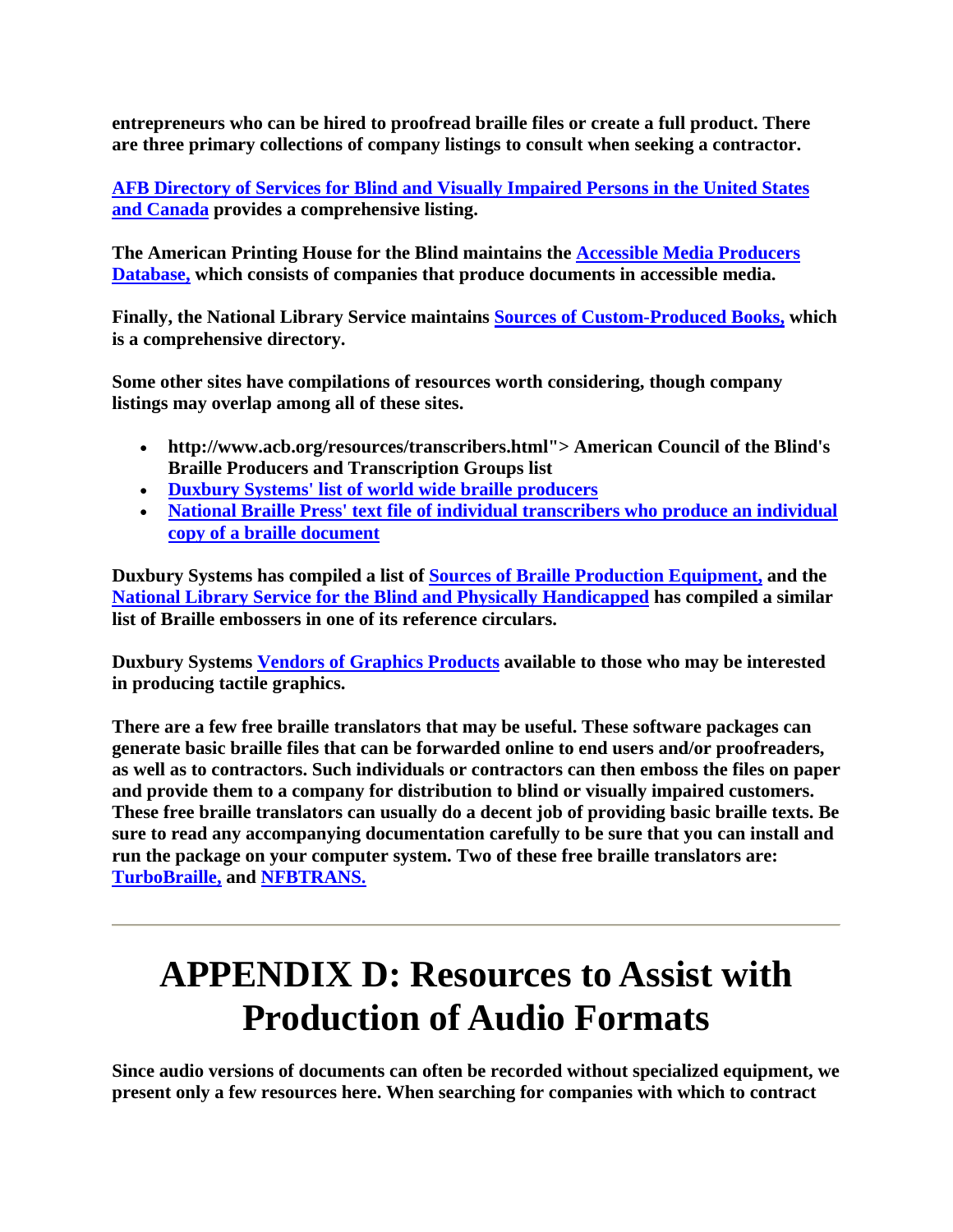**entrepreneurs who can be hired to proofread braille files or create a full product. There are three primary collections of company listings to consult when seeking a contractor.**

**AFB Directory of Services for Blind and Visually Impaired Persons in the United States and Canada provides a comprehensive listing.**

**The American Printing House for the Blind maintains the Accessible Media Producers Database, which consists of companies that produce documents in accessible media.**

**Finally, the National Library Service maintains Sources of Custom-Produced Books, which is a comprehensive directory.**

**Some other sites have compilations of resources worth considering, though company listings may overlap among all of these sites.**

- **http://www.acb.org/resources/transcribers.html"> American Council of the Blind's Braille Producers and Transcription Groups list**
- **Duxbury Systems' list of world wide braille producers**
- **National Braille Press' text file of individual transcribers who produce an individual copy of a braille document**

**Duxbury Systems has compiled a list of Sources of Braille Production Equipment, and the National Library Service for the Blind and Physically Handicapped has compiled a similar list of Braille embossers in one of its reference circulars.**

**Duxbury Systems Vendors of Graphics Products available to those who may be interested in producing tactile graphics.**

**There are a few free braille translators that may be useful. These software packages can generate basic braille files that can be forwarded online to end users and/or proofreaders, as well as to contractors. Such individuals or contractors can then emboss the files on paper and provide them to a company for distribution to blind or visually impaired customers. These free braille translators can usually do a decent job of providing basic braille texts. Be sure to read any accompanying documentation carefully to be sure that you can install and run the package on your computer system. Two of these free braille translators are: TurboBraille, and NFBTRANS.**

---

# APPENDIX D: Resources to Assist with Production of Audio Formats

**Since audio versions of documents can often be recorded without specialized equipment, we present only a few resources here. When searching for companies with which to contract**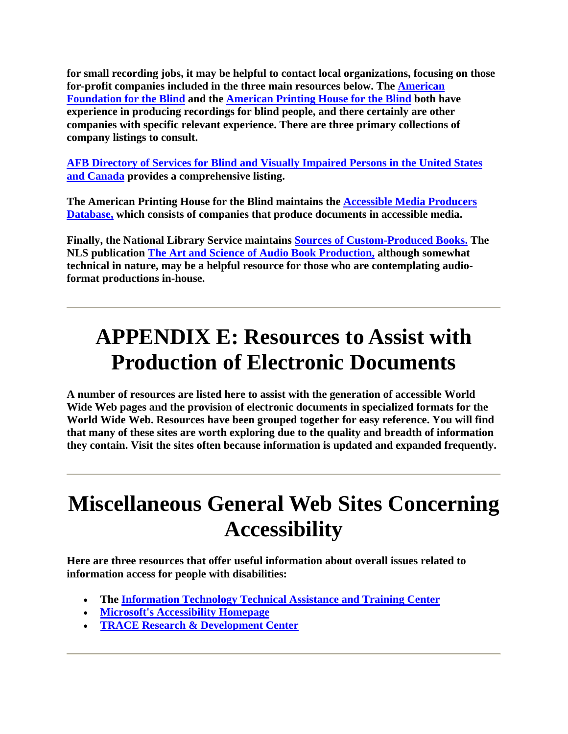**for small recording jobs, it may be helpful to contact local organizations, focusing on those for-profit companies included in the three main resources below. The American Foundation for the Blind and the American Printing House for the Blind both have experience in producing recordings for blind people, and there certainly are other companies with specific relevant experience. There are three primary collections of company listings to consult.**

**AFB Directory of Services for Blind and Visually Impaired Persons in the United States and Canada provides a comprehensive listing.**

**The American Printing House for the Blind maintains the Accessible Media Producers Database, which consists of companies that produce documents in accessible media.**

**Finally, the National Library Service maintains Sources of Custom-Produced Books. The NLS publication The Art and Science of Audio Book Production, although somewhat technical in nature, may be a helpful resource for those who are contemplating audio-format productions in-house.**

---

# APPENDIX E: Resources to Assist with Production of Electronic Documents

**A number of resources are listed here to assist with the generation of accessible World Wide Web pages and the provision of electronic documents in specialized formats for the World Wide Web. Resources have been grouped together for easy reference. You will find that many of these sites are worth exploring due to the quality and breadth of information they contain. Visit the sites often because information is updated and expanded frequently.**

---

# Miscellaneous General Web Sites Concerning Accessibility

**Here are three resources that offer useful information about overall issues related to information access for people with disabilities:**

- **The Information Technology Technical Assistance and Training Center**
- **Microsoft's Accessibility Homepage**
- **TRACE Research & Development Center**

---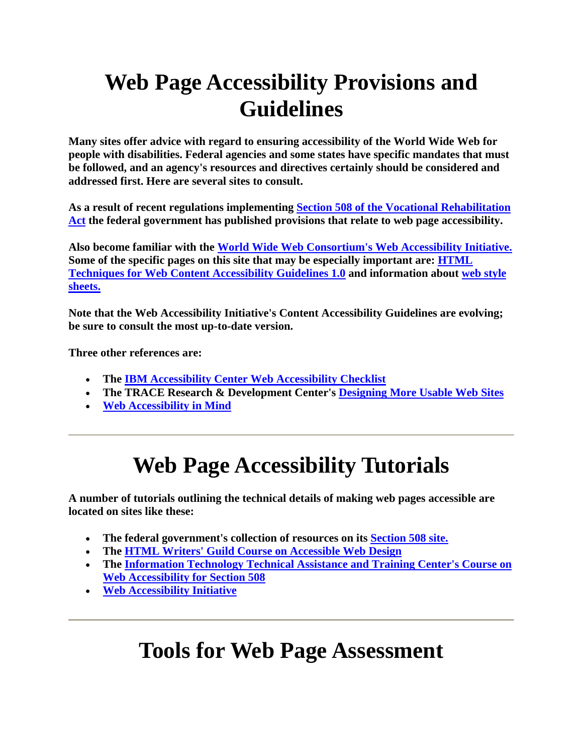# Web Page Accessibility Provisions and Guidelines

**Many sites offer advice with regard to ensuring accessibility of the World Wide Web for people with disabilities. Federal agencies and some states have specific mandates that must be followed, and an agency's resources and directives certainly should be considered and addressed first. Here are several sites to consult.**

**As a result of recent regulations implementing Section 508 of the Vocational Rehabilitation Act the federal government has published provisions that relate to web page accessibility.**

**Also become familiar with the World Wide Web Consortium's Web Accessibility Initiative. Some of the specific pages on this site that may be especially important are: HTML Techniques for Web Content Accessibility Guidelines 1.0 and information about web style sheets.**

**Note that the Web Accessibility Initiative's Content Accessibility Guidelines are evolving; be sure to consult the most up-to-date version.**

**Three other references are:**

- **The IBM Accessibility Center Web Accessibility Checklist**
- **The TRACE Research & Development Center's Designing More Usable Web Sites**
- **Web Accessibility in Mind**

---

# Web Page Accessibility Tutorials

**A number of tutorials outlining the technical details of making web pages accessible are located on sites like these:**

- **The federal government's collection of resources on its Section 508 site.**
- **The HTML Writers' Guild Course on Accessible Web Design**
- **The Information Technology Technical Assistance and Training Center's Course on Web Accessibility for Section 508**
- **Web Accessibility Initiative**

---

# Tools for Web Page Assessment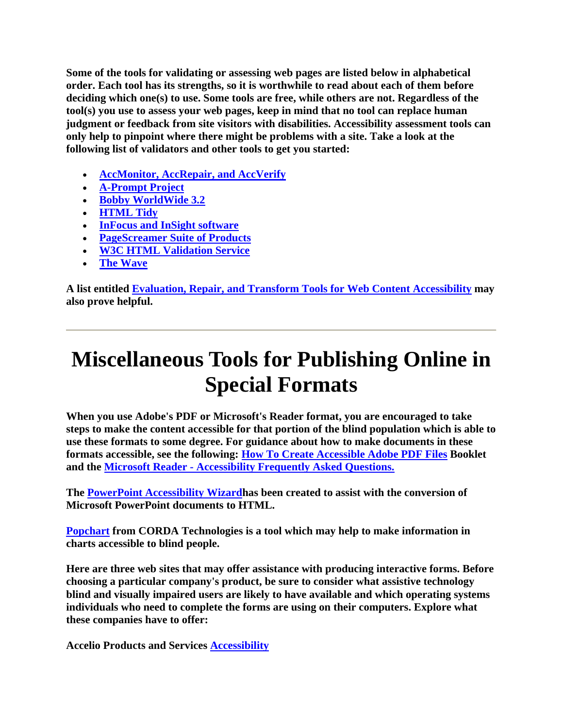**Some of the tools for validating or assessing web pages are listed below in alphabetical order. Each tool has its strengths, so it is worthwhile to read about each of them before deciding which one(s) to use. Some tools are free, while others are not. Regardless of the tool(s) you use to assess your web pages, keep in mind that no tool can replace human judgment or feedback from site visitors with disabilities. Accessibility assessment tools can only help to pinpoint where there might be problems with a site. Take a look at the following list of validators and other tools to get you started:**

- **AccMonitor, AccRepair, and AccVerify**
- **A-Prompt Project**
- **Bobby WorldWide 3.2**
- **HTML Tidy**
- **InFocus and InSight software**
- **PageScreamer Suite of Products**
- **W3C HTML Validation Service**
- **The Wave**

**A list entitled Evaluation, Repair, and Transform Tools for Web Content Accessibility may also prove helpful.**

---

# Miscellaneous Tools for Publishing Online in Special Formats

**When you use Adobe's PDF or Microsoft's Reader format, you are encouraged to take steps to make the content accessible for that portion of the blind population which is able to use these formats to some degree. For guidance about how to make documents in these formats accessible, see the following: How To Create Accessible Adobe PDF Files Booklet and the Microsoft Reader - Accessibility Frequently Asked Questions.**

**The PowerPoint Accessibility Wizardhas been created to assist with the conversion of Microsoft PowerPoint documents to HTML.**

**Popchart from CORDA Technologies is a tool which may help to make information in charts accessible to blind people.**

**Here are three web sites that may offer assistance with producing interactive forms. Before choosing a particular company's product, be sure to consider what assistive technology blind and visually impaired users are likely to have available and which operating systems individuals who need to complete the forms are using on their computers. Explore what these companies have to offer:**

**Accelio Products and Services Accessibility**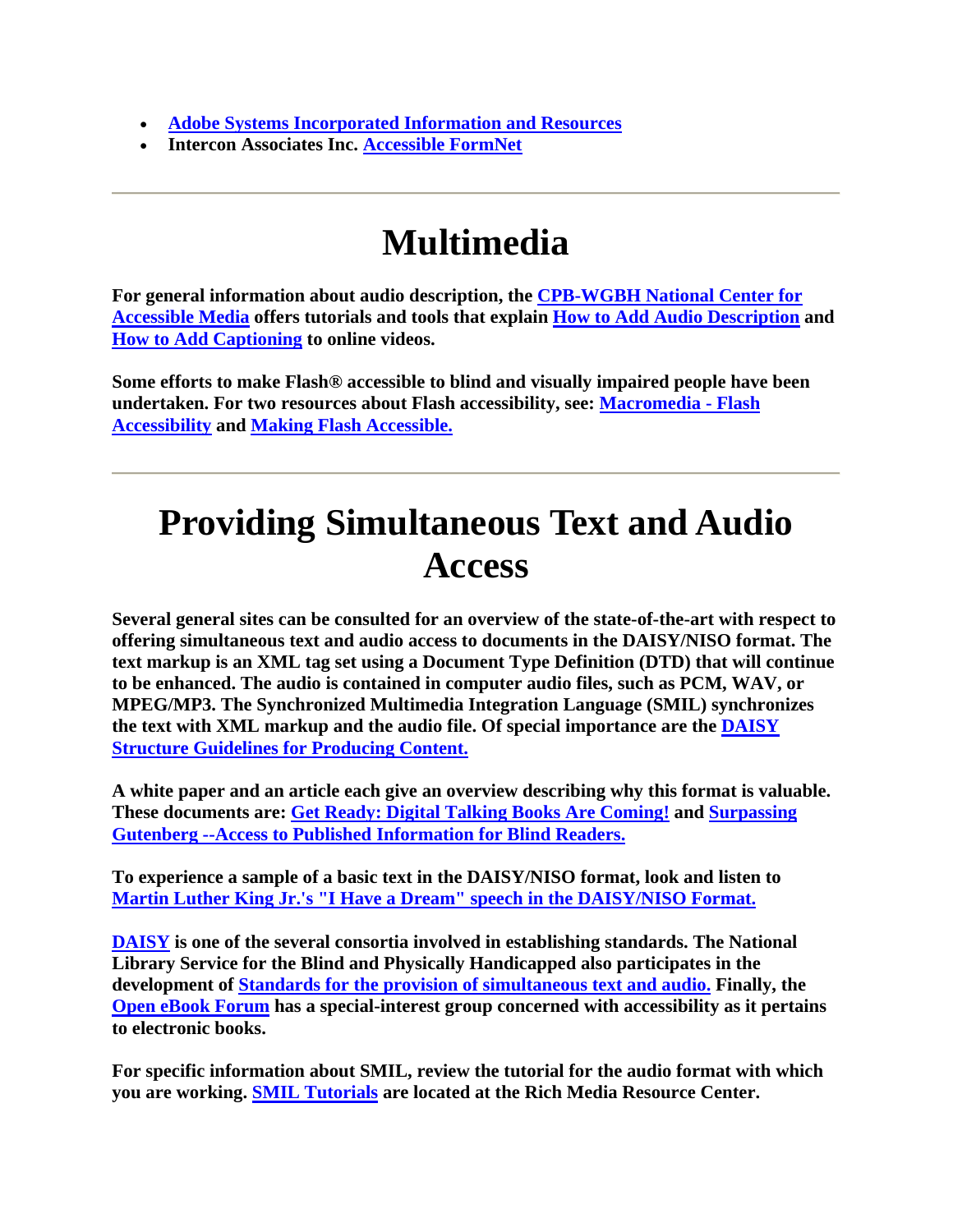- **Adobe Systems Incorporated Information and Resources**
- **Intercon Associates Inc. Accessible FormNet**

---

# Multimedia

**For general information about audio description, the CPB-WGBH National Center for Accessible Media offers tutorials and tools that explain How to Add Audio Description and How to Add Captioning to online videos.**

**Some efforts to make Flash® accessible to blind and visually impaired people have been undertaken. For two resources about Flash accessibility, see: Macromedia - Flash Accessibility and Making Flash Accessible.**

---

# Providing Simultaneous Text and Audio Access

**Several general sites can be consulted for an overview of the state-of-the-art with respect to offering simultaneous text and audio access to documents in the DAISY/NISO format. The text markup is an XML tag set using a Document Type Definition (DTD) that will continue to be enhanced. The audio is contained in computer audio files, such as PCM, WAV, or MPEG/MP3. The Synchronized Multimedia Integration Language (SMIL) synchronizes the text with XML markup and the audio file. Of special importance are the DAISY Structure Guidelines for Producing Content.**

**A white paper and an article each give an overview describing why this format is valuable. These documents are: Get Ready: Digital Talking Books Are Coming! and Surpassing Gutenberg --Access to Published Information for Blind Readers.**

**To experience a sample of a basic text in the DAISY/NISO format, look and listen to Martin Luther King Jr.'s "I Have a Dream" speech in the DAISY/NISO Format.**

**DAISY is one of the several consortia involved in establishing standards. The National Library Service for the Blind and Physically Handicapped also participates in the development of Standards for the provision of simultaneous text and audio. Finally, the Open eBook Forum has a special-interest group concerned with accessibility as it pertains to electronic books.**

**For specific information about SMIL, review the tutorial for the audio format with which you are working. SMIL Tutorials are located at the Rich Media Resource Center.**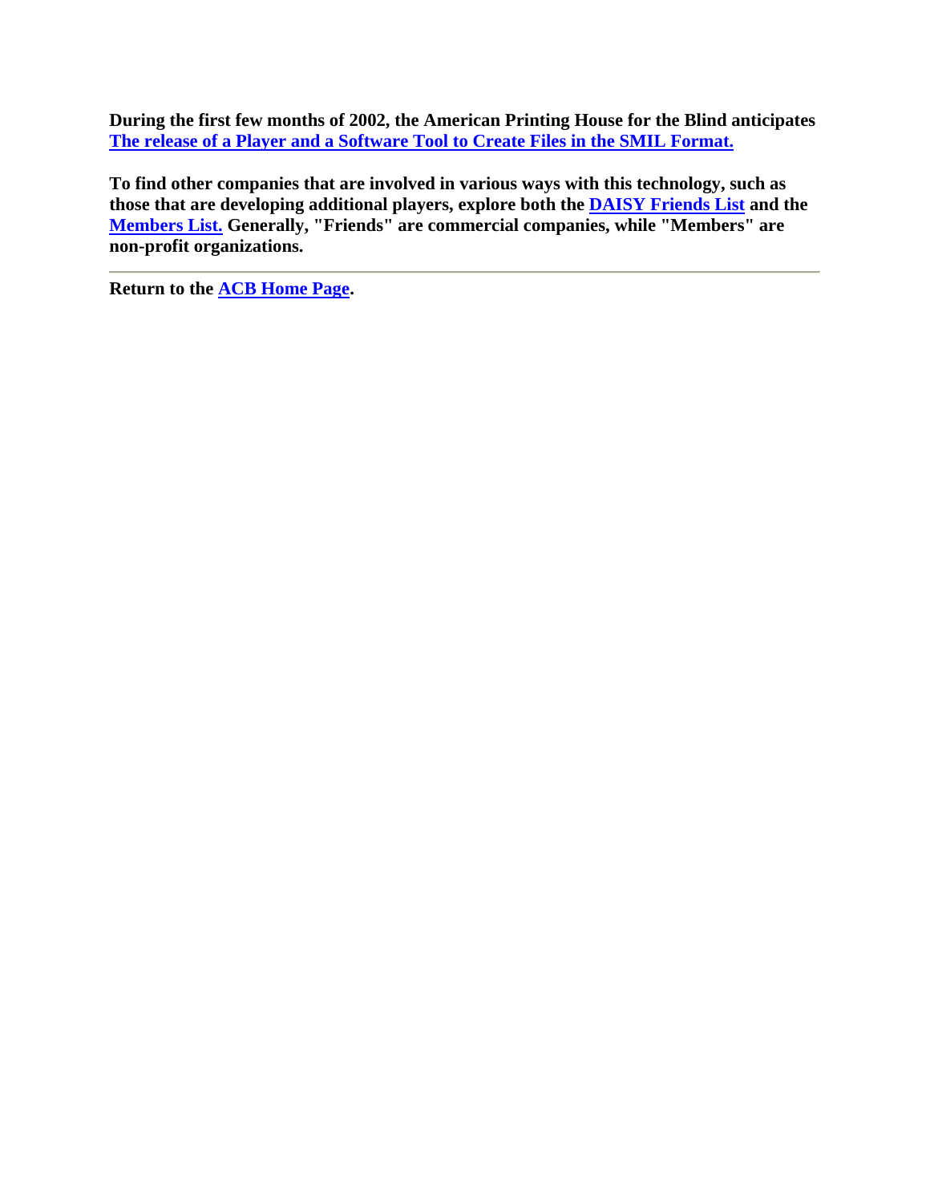**During the first few months of 2002, the American Printing House for the Blind anticipates The release of a Player and a Software Tool to Create Files in the SMIL Format.**

**To find other companies that are involved in various ways with this technology, such as those that are developing additional players, explore both the DAISY Friends List and the Members List. Generally, "Friends" are commercial companies, while "Members" are non-profit organizations.**

---

**Return to the ACB Home Page.**